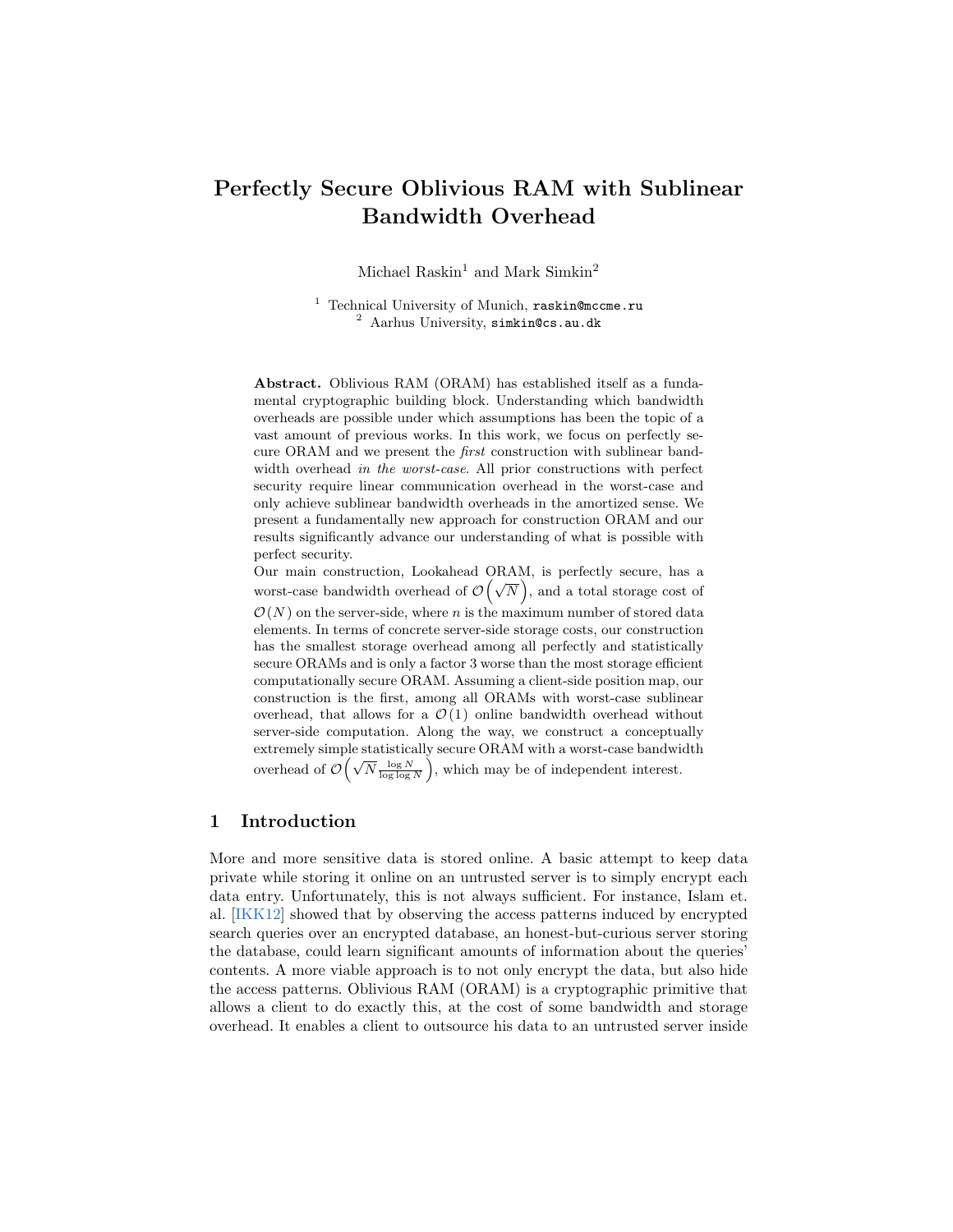# Perfectly Secure Oblivious RAM with Sublinear Bandwidth Overhead

Michael Raskin[1] and Mark Simkin[2]

[1] Technical University of Munich, `raskin@mccme.ru`
[2] Aarhus University, `simkin@cs.au.dk`

**Abstract.** Oblivious RAM (ORAM) has established itself as a fundamental cryptographic building block. Understanding which bandwidth overheads are possible under which assumptions has been the topic of a vast amount of previous works. In this work, we focus on perfectly secure ORAM and we present the *first* construction with sublinear bandwidth overhead *in the worst-case*. All prior constructions with perfect security require linear communication overhead in the worst-case and only achieve sublinear bandwidth overheads in the amortized sense. We present a fundamentally new approach for construction ORAM and our results significantly advance our understanding of what is possible with perfect security.

Our main construction, Lookahead ORAM, is perfectly secure, has a worst-case bandwidth overhead of $\mathcal{O}\left(\sqrt{N}\right)$, and a total storage cost of $\mathcal{O}(N)$ on the server-side, where $n$ is the maximum number of stored data elements. In terms of concrete server-side storage costs, our construction has the smallest storage overhead among all perfectly and statistically secure ORAMs and is only a factor 3 worse than the most storage efficient computationally secure ORAM. Assuming a client-side position map, our construction is the first, among all ORAMs with worst-case sublinear overhead, that allows for a $\mathcal{O}(1)$ online bandwidth overhead without server-side computation. Along the way, we construct a conceptually extremely simple statistically secure ORAM with a worst-case bandwidth overhead of $\mathcal{O}\left(\sqrt{N}\frac{\log N}{\log \log N}\right)$, which may be of independent interest.

## 1 Introduction

More and more sensitive data is stored online. A basic attempt to keep data private while storing it online on an untrusted server is to simply encrypt each data entry. Unfortunately, this is not always sufficient. For instance, Islam et. al. [IKK12] showed that by observing the access patterns induced by encrypted search queries over an encrypted database, an honest-but-curious server storing the database, could learn significant amounts of information about the queries' contents. A more viable approach is to not only encrypt the data, but also hide the access patterns. Oblivious RAM (ORAM) is a cryptographic primitive that allows a client to do exactly this, at the cost of some bandwidth and storage overhead. It enables a client to outsource his data to an untrusted server inside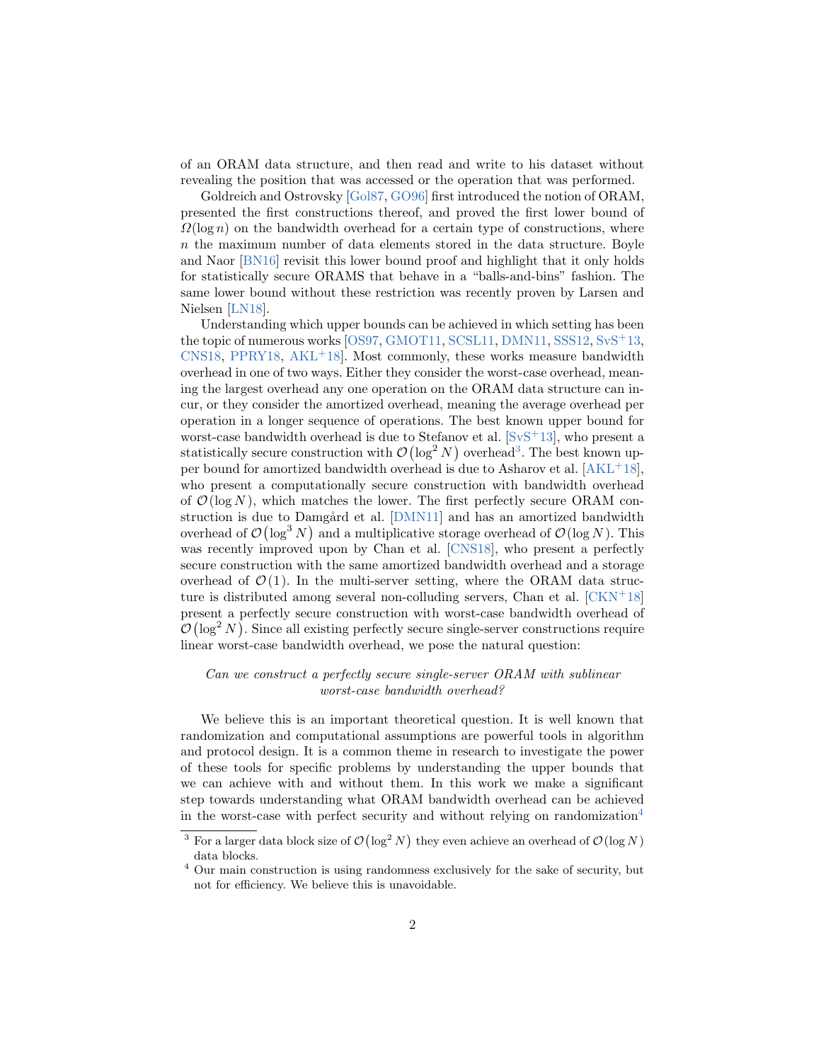of an ORAM data structure, and then read and write to his dataset without revealing the position that was accessed or the operation that was performed.

Goldreich and Ostrovsky [Gol87, GO96] first introduced the notion of ORAM, presented the first constructions thereof, and proved the first lower bound of $\Omega(\log n)$ on the bandwidth overhead for a certain type of constructions, where $n$ the maximum number of data elements stored in the data structure. Boyle and Naor [BN16] revisit this lower bound proof and highlight that it only holds for statistically secure ORAMS that behave in a "balls-and-bins" fashion. The same lower bound without these restriction was recently proven by Larsen and Nielsen [LN18].

Understanding which upper bounds can be achieved in which setting has been the topic of numerous works [OS97, GMOT11, SCSL11, DMN11, SSS12, SvS+13, CNS18, PPRY18, AKL+18]. Most commonly, these works measure bandwidth overhead in one of two ways. Either they consider the worst-case overhead, meaning the largest overhead any one operation on the ORAM data structure can incur, or they consider the amortized overhead, meaning the average overhead per operation in a longer sequence of operations. The best known upper bound for worst-case bandwidth overhead is due to Stefanov et al. [SvS+13], who present a statistically secure construction with $\mathcal{O}\left(\log^2 N\right)$ overhead[3]. The best known upper bound for amortized bandwidth overhead is due to Asharov et al. [AKL+18], who present a computationally secure construction with bandwidth overhead of $\mathcal{O}(\log N)$, which matches the lower. The first perfectly secure ORAM construction is due to Damgård et al. [DMN11] and has an amortized bandwidth overhead of $\mathcal{O}\left(\log^3 N\right)$ and a multiplicative storage overhead of $\mathcal{O}(\log N)$. This was recently improved upon by Chan et al. [CNS18], who present a perfectly secure construction with the same amortized bandwidth overhead and a storage overhead of $\mathcal{O}(1)$. In the multi-server setting, where the ORAM data structure is distributed among several non-colluding servers, Chan et al. [CKN+18] present a perfectly secure construction with worst-case bandwidth overhead of $\mathcal{O}\left(\log^2 N\right)$. Since all existing perfectly secure single-server constructions require linear worst-case bandwidth overhead, we pose the natural question:

*Can we construct a perfectly secure single-server ORAM with sublinear worst-case bandwidth overhead?*

We believe this is an important theoretical question. It is well known that randomization and computational assumptions are powerful tools in algorithm and protocol design. It is a common theme in research to investigate the power of these tools for specific problems by understanding the upper bounds that we can achieve with and without them. In this work we make a significant step towards understanding what ORAM bandwidth overhead can be achieved in the worst-case with perfect security and without relying on randomization[4]

[3] For a larger data block size of $\mathcal{O}\left(\log^2 N\right)$ they even achieve an overhead of $\mathcal{O}(\log N)$ data blocks.

[4] Our main construction is using randomness exclusively for the sake of security, but not for efficiency. We believe this is unavoidable.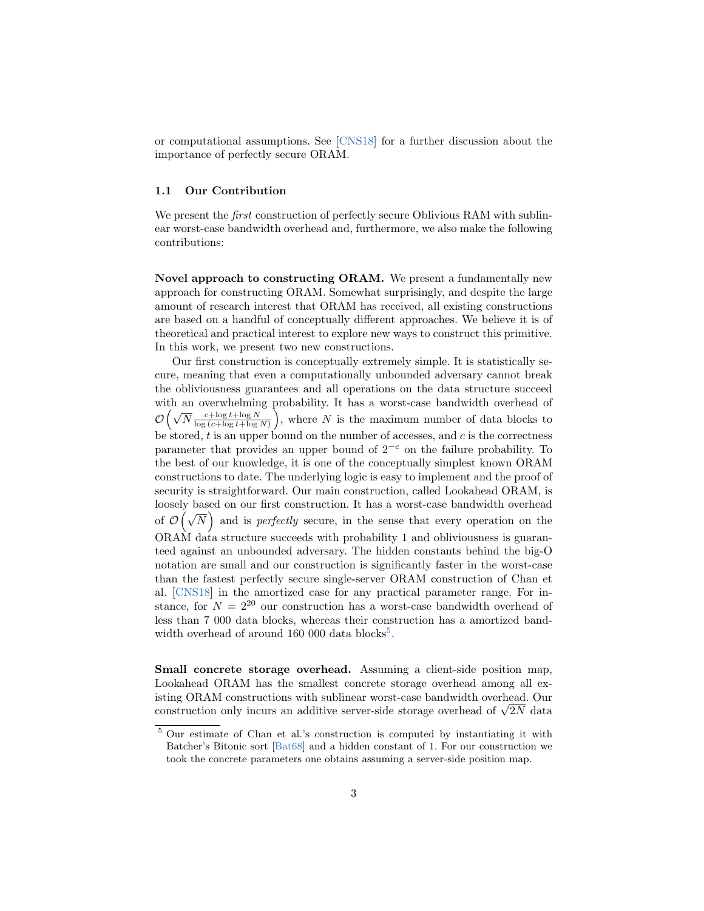or computational assumptions. See [CNS18] for a further discussion about the importance of perfectly secure ORAM.

### 1.1 Our Contribution

We present the *first* construction of perfectly secure Oblivious RAM with sublinear worst-case bandwidth overhead and, furthermore, we also make the following contributions:

**Novel approach to constructing ORAM.** We present a fundamentally new approach for constructing ORAM. Somewhat surprisingly, and despite the large amount of research interest that ORAM has received, all existing constructions are based on a handful of conceptually different approaches. We believe it is of theoretical and practical interest to explore new ways to construct this primitive. In this work, we present two new constructions.

Our first construction is conceptually extremely simple. It is statistically secure, meaning that even a computationally unbounded adversary cannot break the obliviousness guarantees and all operations on the data structure succeed with an overwhelming probability. It has a worst-case bandwidth overhead of $\mathcal{O}\left(\sqrt{N}\frac{c+\log t+\log N}{\log\left(c+\log t+\log N\right)}\right)$, where $N$ is the maximum number of data blocks to be stored, $t$ is an upper bound on the number of accesses, and $c$ is the correctness parameter that provides an upper bound of $2^{-c}$ on the failure probability. To the best of our knowledge, it is one of the conceptually simplest known ORAM constructions to date. The underlying logic is easy to implement and the proof of security is straightforward. Our main construction, called Lookahead ORAM, is loosely based on our first construction. It has a worst-case bandwidth overhead of $\mathcal{O}\left(\sqrt{N}\right)$ and is *perfectly* secure, in the sense that every operation on the ORAM data structure succeeds with probability 1 and obliviousness is guaranteed against an unbounded adversary. The hidden constants behind the big-O notation are small and our construction is significantly faster in the worst-case than the fastest perfectly secure single-server ORAM construction of Chan et al. [CNS18] in the amortized case for any practical parameter range. For instance, for $N = 2^{20}$ our construction has a worst-case bandwidth overhead of less than 7 000 data blocks, whereas their construction has a amortized bandwidth overhead of around 160 000 data blocks[5].

**Small concrete storage overhead.** Assuming a client-side position map, Lookahead ORAM has the smallest concrete storage overhead among all existing ORAM constructions with sublinear worst-case bandwidth overhead. Our construction only incurs an additive server-side storage overhead of $\sqrt{2N}$ data

[5] Our estimate of Chan et al.'s construction is computed by instantiating it with Batcher's Bitonic sort [Bat68] and a hidden constant of 1. For our construction we took the concrete parameters one obtains assuming a server-side position map.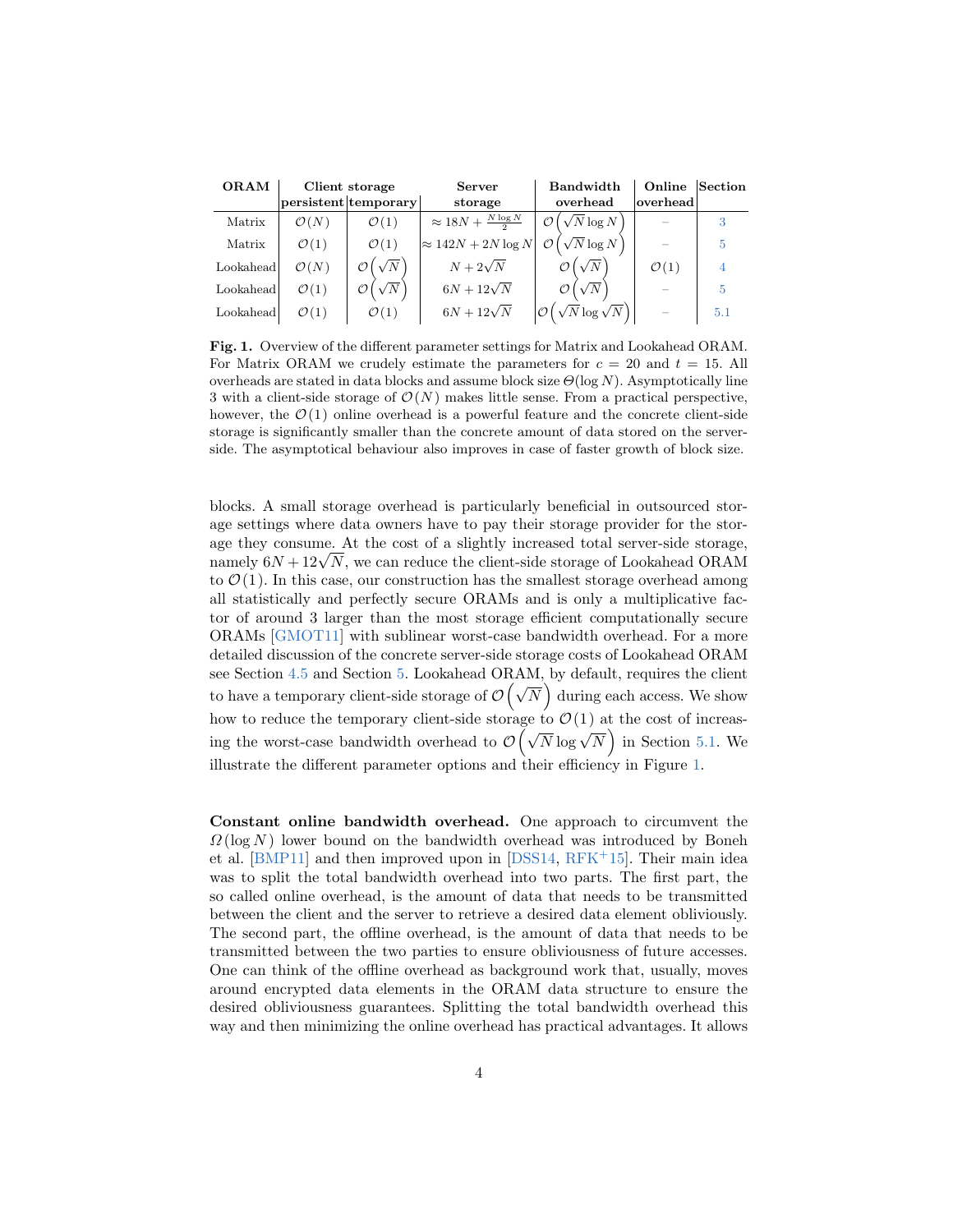| ORAM | Client storage | | Server storage | Bandwidth overhead | Online overhead | Section |
|---|---|---|---|---|---|---|
| | persistent | temporary | | | | |
| Matrix | $\mathcal{O}(N)$ | $\mathcal{O}(1)$ | $\approx 18N + \frac{N \log N}{2}$ | $\mathcal{O}\left(\sqrt{N} \log N\right)$ | – | 3 |
| Matrix | $\mathcal{O}(1)$ | $\mathcal{O}(1)$ | $\approx 142N + 2N \log N$ | $\mathcal{O}\left(\sqrt{N} \log N\right)$ | – | 5 |
| Lookahead | $\mathcal{O}(N)$ | $\mathcal{O}\left(\sqrt{N}\right)$ | $N + 2\sqrt{N}$ | $\mathcal{O}\left(\sqrt{N}\right)$ | $\mathcal{O}(1)$ | 4 |
| Lookahead | $\mathcal{O}(1)$ | $\mathcal{O}\left(\sqrt{N}\right)$ | $6N + 12\sqrt{N}$ | $\mathcal{O}\left(\sqrt{N}\right)$ | – | 5 |
| Lookahead | $\mathcal{O}(1)$ | $\mathcal{O}(1)$ | $6N + 12\sqrt{N}$ | $\mathcal{O}\left(\sqrt{N} \log \sqrt{N}\right)$ | – | 5.1 |

**Fig. 1.** Overview of the different parameter settings for Matrix and Lookahead ORAM. For Matrix ORAM we crudely estimate the parameters for $c = 20$ and $t = 15$. All overheads are stated in data blocks and assume block size $\Theta(\log N)$. Asymptotically line 3 with a client-side storage of $\mathcal{O}(N)$ makes little sense. From a practical perspective, however, the $\mathcal{O}(1)$ online overhead is a powerful feature and the concrete client-side storage is significantly smaller than the concrete amount of data stored on the server-side. The asymptotical behaviour also improves in case of faster growth of block size.

blocks. A small storage overhead is particularly beneficial in outsourced storage settings where data owners have to pay their storage provider for the storage they consume. At the cost of a slightly increased total server-side storage, namely $6N + 12\sqrt{N}$, we can reduce the client-side storage of Lookahead ORAM to $\mathcal{O}(1)$. In this case, our construction has the smallest storage overhead among all statistically and perfectly secure ORAMs and is only a multiplicative factor of around 3 larger than the most storage efficient computationally secure ORAMs [GMOT11] with sublinear worst-case bandwidth overhead. For a more detailed discussion of the concrete server-side storage costs of Lookahead ORAM see Section 4.5 and Section 5. Lookahead ORAM, by default, requires the client to have a temporary client-side storage of $\mathcal{O}\left(\sqrt{N}\right)$ during each access. We show how to reduce the temporary client-side storage to $\mathcal{O}(1)$ at the cost of increasing the worst-case bandwidth overhead to $\mathcal{O}\left(\sqrt{N} \log \sqrt{N}\right)$ in Section 5.1. We illustrate the different parameter options and their efficiency in Figure 1.

**Constant online bandwidth overhead.** One approach to circumvent the $\Omega(\log N)$ lower bound on the bandwidth overhead was introduced by Boneh et al. [BMP11] and then improved upon in [DSS14, RFK+15]. Their main idea was to split the total bandwidth overhead into two parts. The first part, the so called online overhead, is the amount of data that needs to be transmitted between the client and the server to retrieve a desired data element obliviously. The second part, the offline overhead, is the amount of data that needs to be transmitted between the two parties to ensure obliviousness of future accesses. One can think of the offline overhead as background work that, usually, moves around encrypted data elements in the ORAM data structure to ensure the desired obliviousness guarantees. Splitting the total bandwidth overhead this way and then minimizing the online overhead has practical advantages. It allows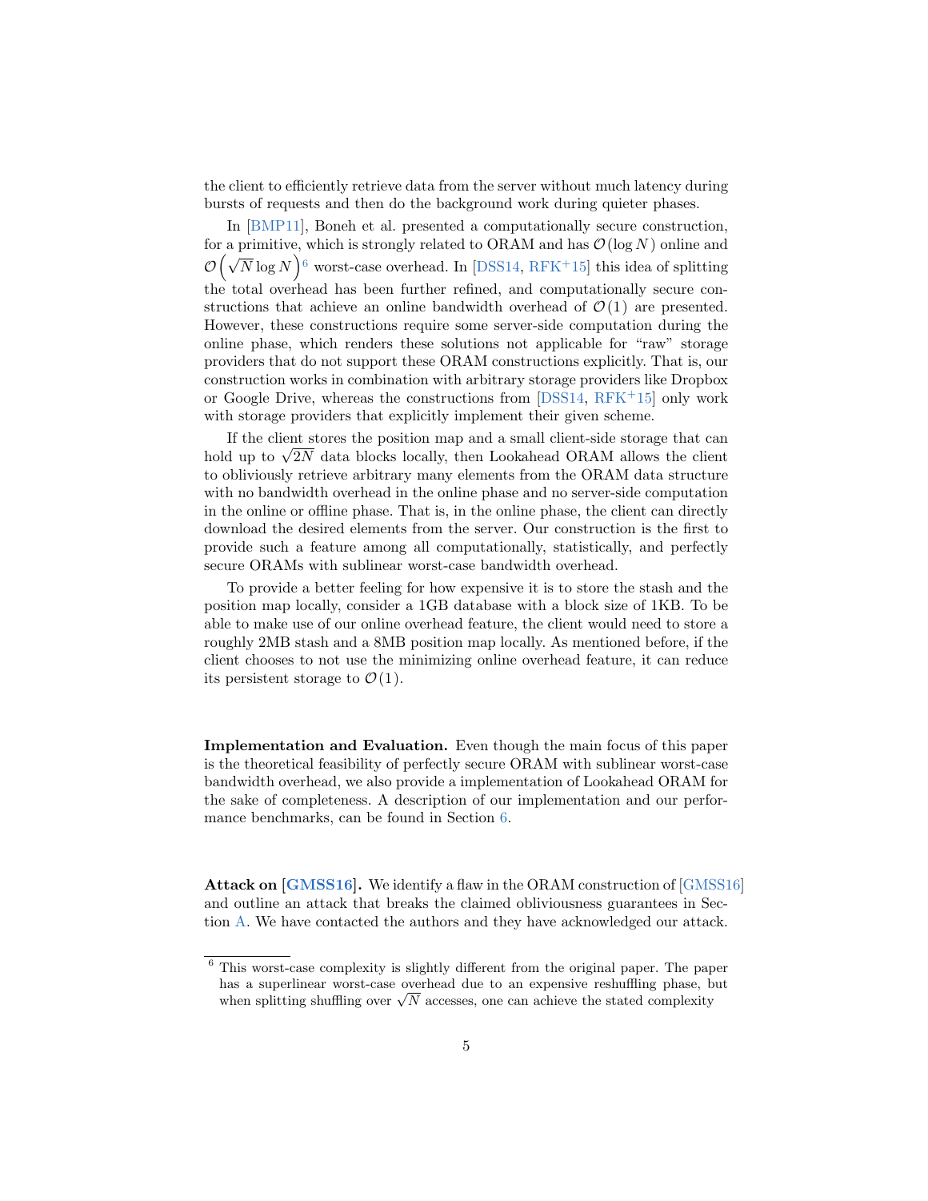the client to efficiently retrieve data from the server without much latency during bursts of requests and then do the background work during quieter phases.

In [BMP11], Boneh et al. presented a computationally secure construction, for a primitive, which is strongly related to ORAM and has $\mathcal{O}(\log N)$ online and $\mathcal{O}\left(\sqrt{N}\log N\right)$[6] worst-case overhead. In [DSS14, RFK+15] this idea of splitting the total overhead has been further refined, and computationally secure constructions that achieve an online bandwidth overhead of $\mathcal{O}(1)$ are presented. However, these constructions require some server-side computation during the online phase, which renders these solutions not applicable for "raw" storage providers that do not support these ORAM constructions explicitly. That is, our construction works in combination with arbitrary storage providers like Dropbox or Google Drive, whereas the constructions from [DSS14, RFK+15] only work with storage providers that explicitly implement their given scheme.

If the client stores the position map and a small client-side storage that can hold up to $\sqrt{2N}$ data blocks locally, then Lookahead ORAM allows the client to obliviously retrieve arbitrary many elements from the ORAM data structure with no bandwidth overhead in the online phase and no server-side computation in the online or offline phase. That is, in the online phase, the client can directly download the desired elements from the server. Our construction is the first to provide such a feature among all computationally, statistically, and perfectly secure ORAMs with sublinear worst-case bandwidth overhead.

To provide a better feeling for how expensive it is to store the stash and the position map locally, consider a 1GB database with a block size of 1KB. To be able to make use of our online overhead feature, the client would need to store a roughly 2MB stash and a 8MB position map locally. As mentioned before, if the client chooses to not use the minimizing online overhead feature, it can reduce its persistent storage to $\mathcal{O}(1)$.

**Implementation and Evaluation.** Even though the main focus of this paper is the theoretical feasibility of perfectly secure ORAM with sublinear worst-case bandwidth overhead, we also provide a implementation of Lookahead ORAM for the sake of completeness. A description of our implementation and our performance benchmarks, can be found in Section 6.

**Attack on [GMSS16].** We identify a flaw in the ORAM construction of [GMSS16] and outline an attack that breaks the claimed obliviousness guarantees in Section A. We have contacted the authors and they have acknowledged our attack.

[6] This worst-case complexity is slightly different from the original paper. The paper has a superlinear worst-case overhead due to an expensive reshuffling phase, but when splitting shuffling over $\sqrt{N}$ accesses, one can achieve the stated complexity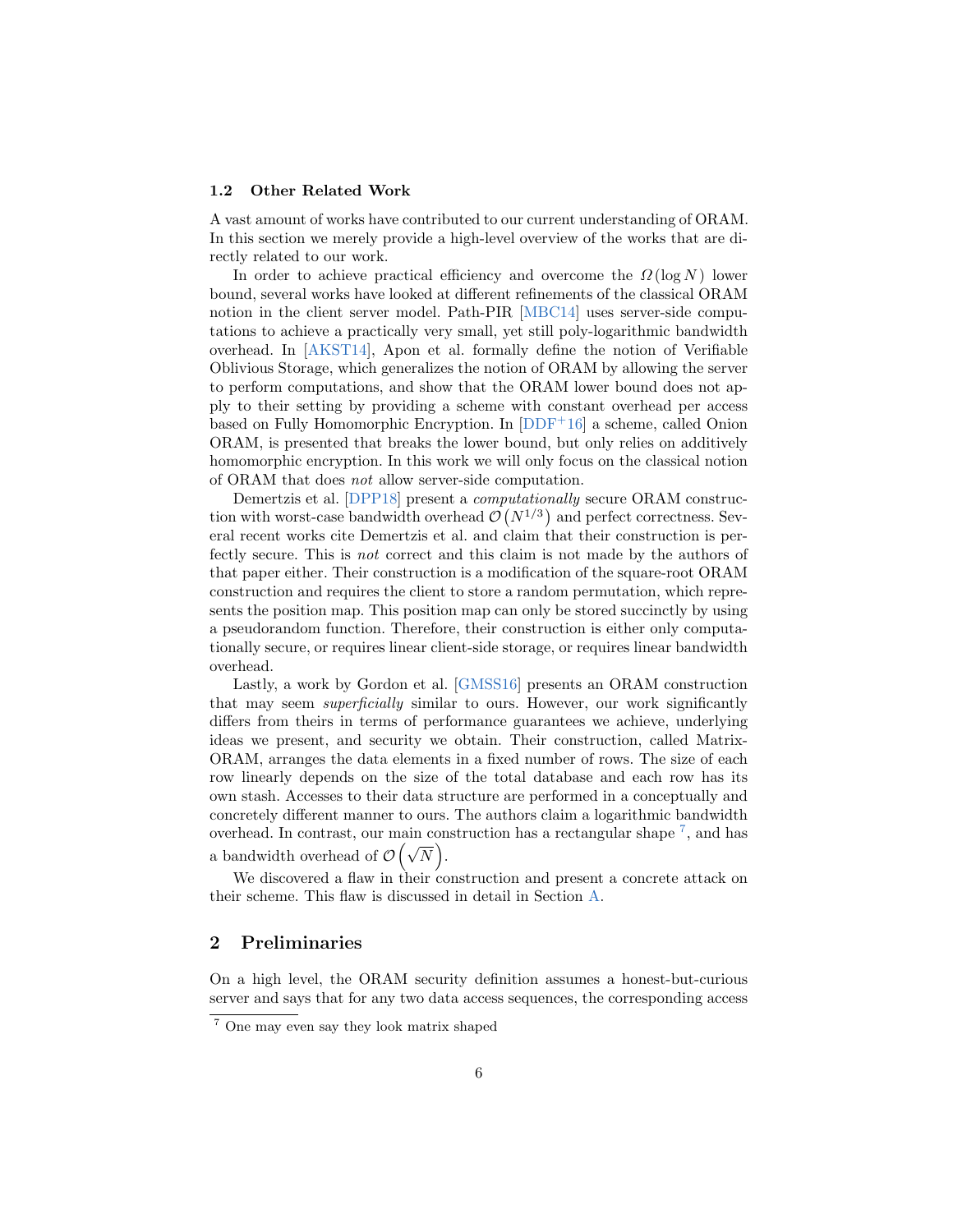### 1.2 Other Related Work

A vast amount of works have contributed to our current understanding of ORAM. In this section we merely provide a high-level overview of the works that are directly related to our work.

In order to achieve practical efficiency and overcome the $\Omega(\log N)$ lower bound, several works have looked at different refinements of the classical ORAM notion in the client server model. Path-PIR [MBC14] uses server-side computations to achieve a practically very small, yet still poly-logarithmic bandwidth overhead. In [AKST14], Apon et al. formally define the notion of Verifiable Oblivious Storage, which generalizes the notion of ORAM by allowing the server to perform computations, and show that the ORAM lower bound does not apply to their setting by providing a scheme with constant overhead per access based on Fully Homomorphic Encryption. In [DDF+16] a scheme, called Onion ORAM, is presented that breaks the lower bound, but only relies on additively homomorphic encryption. In this work we will only focus on the classical notion of ORAM that does *not* allow server-side computation.

Demertzis et al. [DPP18] present a *computationally* secure ORAM construction with worst-case bandwidth overhead $\mathcal{O}\left(N^{1/3}\right)$ and perfect correctness. Several recent works cite Demertzis et al. and claim that their construction is perfectly secure. This is *not* correct and this claim is not made by the authors of that paper either. Their construction is a modification of the square-root ORAM construction and requires the client to store a random permutation, which represents the position map. This position map can only be stored succinctly by using a pseudorandom function. Therefore, their construction is either only computationally secure, or requires linear client-side storage, or requires linear bandwidth overhead.

Lastly, a work by Gordon et al. [GMSS16] presents an ORAM construction that may seem *superficially* similar to ours. However, our work significantly differs from theirs in terms of performance guarantees we achieve, underlying ideas we present, and security we obtain. Their construction, called Matrix-ORAM, arranges the data elements in a fixed number of rows. The size of each row linearly depends on the size of the total database and each row has its own stash. Accesses to their data structure are performed in a conceptually and concretely different manner to ours. The authors claim a logarithmic bandwidth overhead. In contrast, our main construction has a rectangular shape [7], and has a bandwidth overhead of $\mathcal{O}\left(\sqrt{N}\right)$.

We discovered a flaw in their construction and present a concrete attack on their scheme. This flaw is discussed in detail in Section A.

## 2 Preliminaries

On a high level, the ORAM security definition assumes a honest-but-curious server and says that for any two data access sequences, the corresponding access

[7] One may even say they look matrix shaped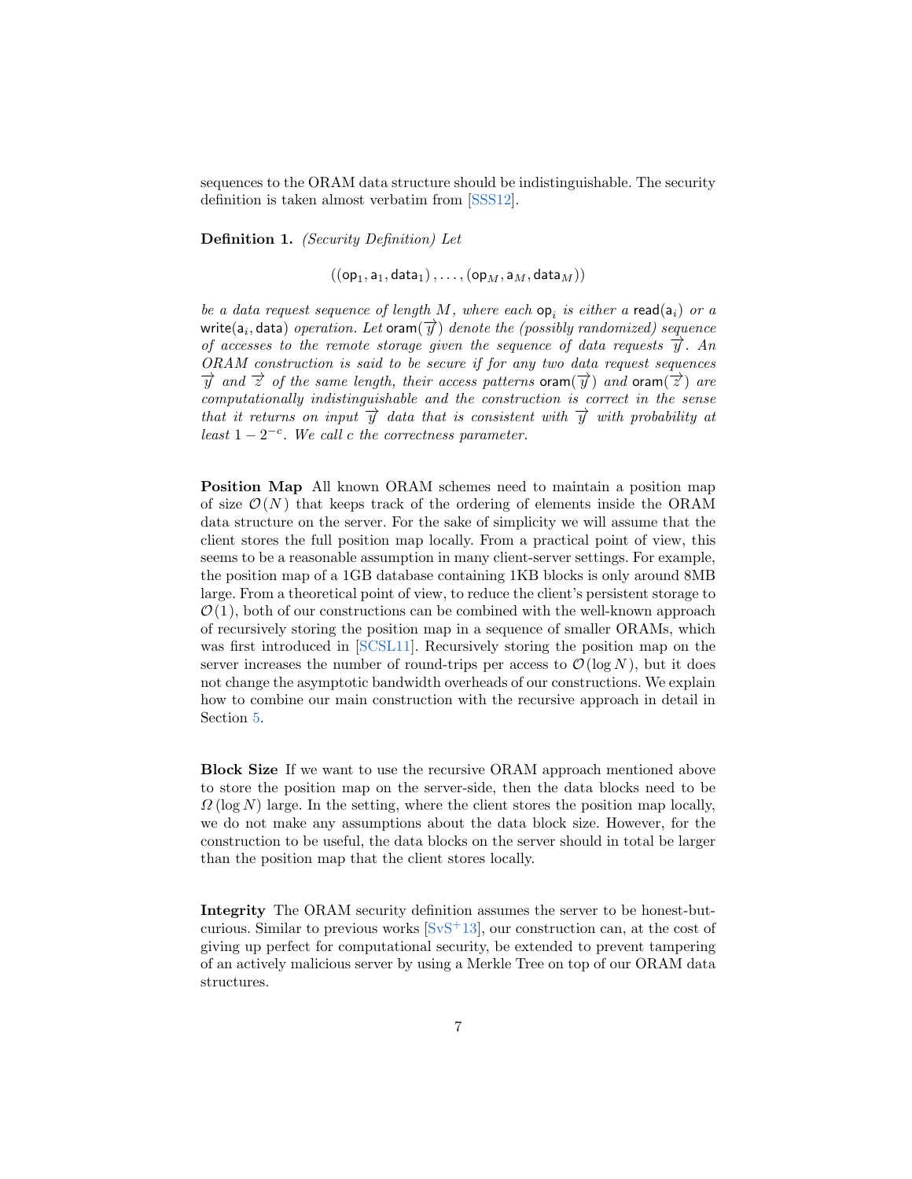sequences to the ORAM data structure should be indistinguishable. The security definition is taken almost verbatim from [SSS12].

**Definition 1.** *(Security Definition) Let*

$$((\mathsf{op}_1, \mathsf{a}_1, \mathsf{data}_1), \ldots, (\mathsf{op}_M, \mathsf{a}_M, \mathsf{data}_M))$$

*be a data request sequence of length $M$, where each $\mathsf{op}_i$ is either a $\mathsf{read}(\mathsf{a}_i)$ or a $\mathsf{write}(\mathsf{a}_i, \mathsf{data})$ operation. Let $\mathsf{oram}(\overrightarrow{y})$ denote the (possibly randomized) sequence of accesses to the remote storage given the sequence of data requests $\overrightarrow{y}$. An ORAM construction is said to be secure if for any two data request sequences $\overrightarrow{y}$ and $\overrightarrow{z}$ of the same length, their access patterns $\mathsf{oram}(\overrightarrow{y})$ and $\mathsf{oram}(\overrightarrow{z})$ are computationally indistinguishable and the construction is correct in the sense that it returns on input $\overrightarrow{y}$ data that is consistent with $\overrightarrow{y}$ with probability at least $1 - 2^{-c}$. We call $c$ the correctness parameter.*

**Position Map** All known ORAM schemes need to maintain a position map of size $\mathcal{O}(N)$ that keeps track of the ordering of elements inside the ORAM data structure on the server. For the sake of simplicity we will assume that the client stores the full position map locally. From a practical point of view, this seems to be a reasonable assumption in many client-server settings. For example, the position map of a 1GB database containing 1KB blocks is only around 8MB large. From a theoretical point of view, to reduce the client's persistent storage to $\mathcal{O}(1)$, both of our constructions can be combined with the well-known approach of recursively storing the position map in a sequence of smaller ORAMs, which was first introduced in [SCSL11]. Recursively storing the position map on the server increases the number of round-trips per access to $\mathcal{O}(\log N)$, but it does not change the asymptotic bandwidth overheads of our constructions. We explain how to combine our main construction with the recursive approach in detail in Section 5.

**Block Size** If we want to use the recursive ORAM approach mentioned above to store the position map on the server-side, then the data blocks need to be $\Omega(\log N)$ large. In the setting, where the client stores the position map locally, we do not make any assumptions about the data block size. However, for the construction to be useful, the data blocks on the server should in total be larger than the position map that the client stores locally.

**Integrity** The ORAM security definition assumes the server to be honest-but-curious. Similar to previous works [SvS+13], our construction can, at the cost of giving up perfect for computational security, be extended to prevent tampering of an actively malicious server by using a Merkle Tree on top of our ORAM data structures.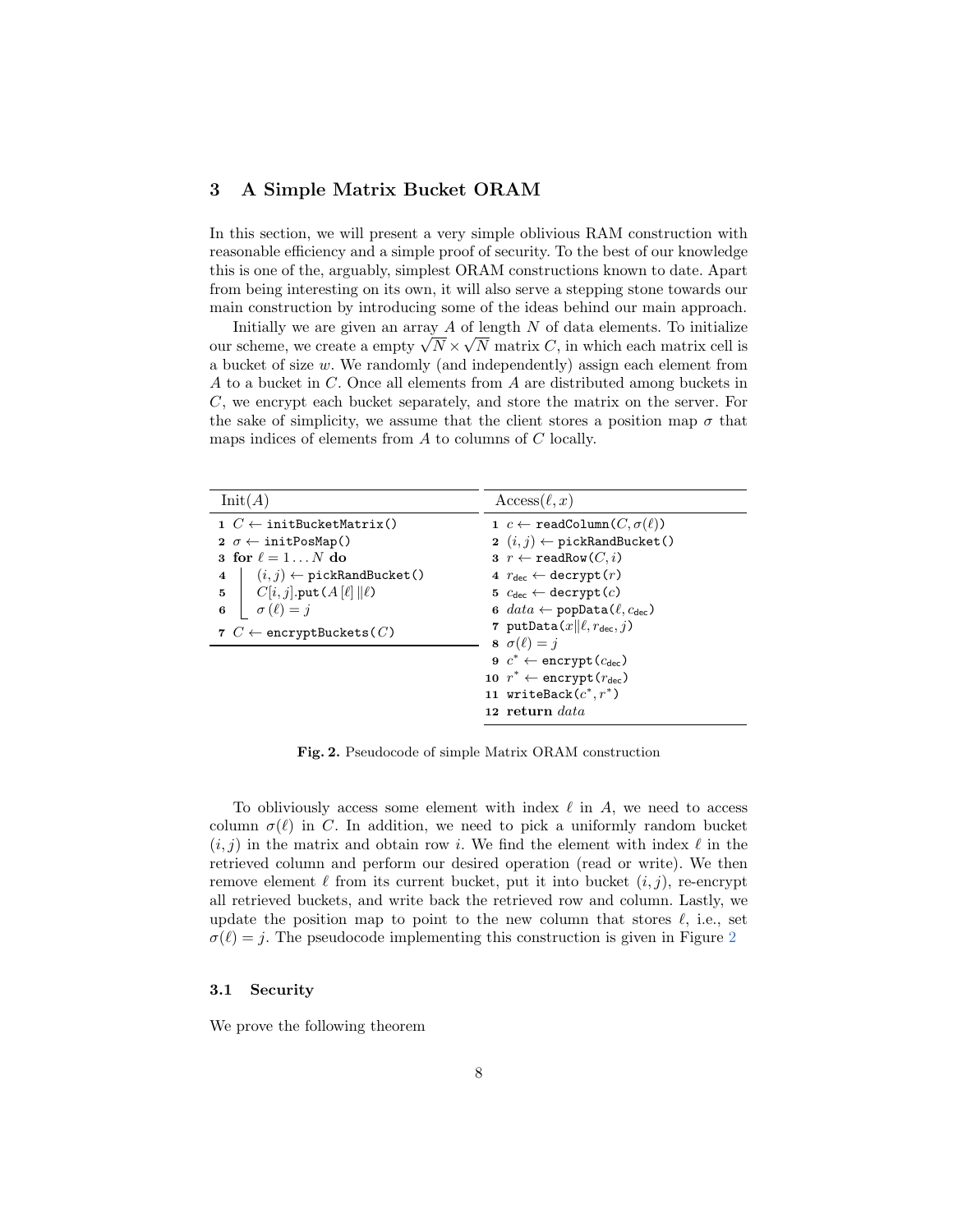## 3 A Simple Matrix Bucket ORAM

In this section, we will present a very simple oblivious RAM construction with reasonable efficiency and a simple proof of security. To the best of our knowledge this is one of the, arguably, simplest ORAM constructions known to date. Apart from being interesting on its own, it will also serve a stepping stone towards our main construction by introducing some of the ideas behind our main approach.

Initially we are given an array $A$ of length $N$ of data elements. To initialize our scheme, we create a empty $\sqrt{N} \times \sqrt{N}$ matrix $C$, in which each matrix cell is a bucket of size $w$. We randomly (and independently) assign each element from $A$ to a bucket in $C$. Once all elements from $A$ are distributed among buckets in $C$, we encrypt each bucket separately, and store the matrix on the server. For the sake of simplicity, we assume that the client stores a position map $\sigma$ that maps indices of elements from $A$ to columns of $C$ locally.

**Init**$(A)$

```
1  C ← initBucketMatrix()
2  σ ← initPosMap()
3  for ℓ = 1 ... N do
4  |   (i, j) ← pickRandBucket()
5  |   C[i, j].put(A[ℓ] || ℓ)
6  |   σ(ℓ) = j
7  C ← encryptBuckets(C)
```

**Access**$(\ell, x)$

```
1  c ← readColumn(C, σ(ℓ))
2  (i, j) ← pickRandBucket()
3  r ← readRow(C, i)
4  r_dec ← decrypt(r)
5  c_dec ← decrypt(c)
6  data ← popData(ℓ, c_dec)
7  putData(x || ℓ, r_dec, j)
8  σ(ℓ) = j
9  c* ← encrypt(c_dec)
10 r* ← encrypt(r_dec)
11 writeBack(c*, r*)
12 return data
```

**Fig. 2.** Pseudocode of simple Matrix ORAM construction

To obliviously access some element with index $\ell$ in $A$, we need to access column $\sigma(\ell)$ in $C$. In addition, we need to pick a uniformly random bucket $(i, j)$ in the matrix and obtain row $i$. We find the element with index $\ell$ in the retrieved column and perform our desired operation (read or write). We then remove element $\ell$ from its current bucket, put it into bucket $(i, j)$, re-encrypt all retrieved buckets, and write back the retrieved row and column. Lastly, we update the position map to point to the new column that stores $\ell$, i.e., set $\sigma(\ell) = j$. The pseudocode implementing this construction is given in Figure 2

### 3.1 Security

We prove the following theorem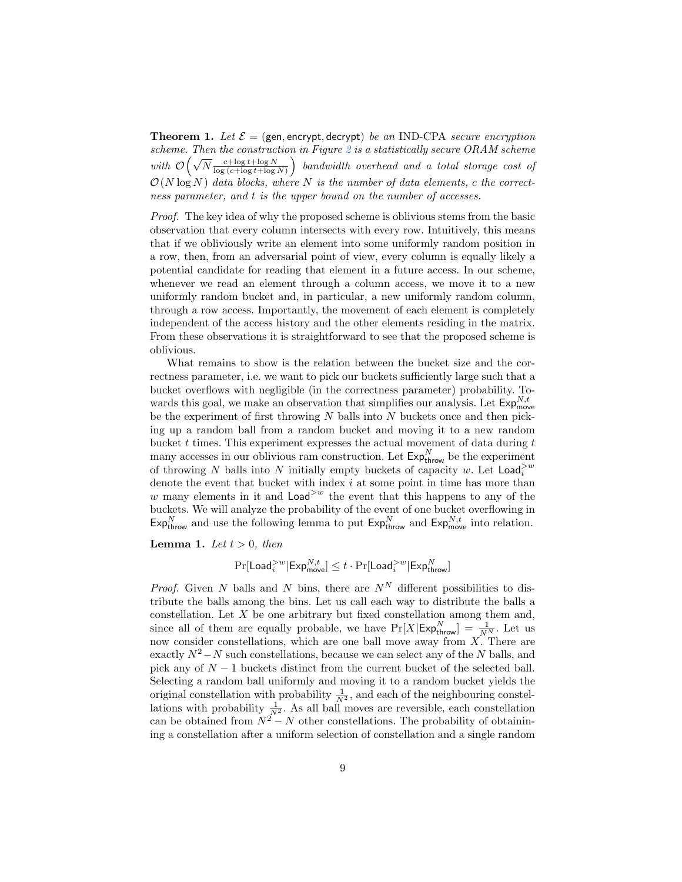**Theorem 1.** *Let $\mathcal{E} = (\mathsf{gen}, \mathsf{encrypt}, \mathsf{decrypt})$ be an* IND-CPA *secure encryption scheme. Then the construction in Figure 2 is a statistically secure ORAM scheme with $\mathcal{O}\left(\sqrt{N}\frac{c+\log t+\log N}{\log(c+\log t+\log N)}\right)$ bandwidth overhead and a total storage cost of $\mathcal{O}(N\log N)$ data blocks, where $N$ is the number of data elements, $c$ the correctness parameter, and $t$ is the upper bound on the number of accesses.*

*Proof.* The key idea of why the proposed scheme is oblivious stems from the basic observation that every column intersects with every row. Intuitively, this means that if we obliviously write an element into some uniformly random position in a row, then, from an adversarial point of view, every column is equally likely a potential candidate for reading that element in a future access. In our scheme, whenever we read an element through a column access, we move it to a new uniformly random bucket and, in particular, a new uniformly random column, through a row access. Importantly, the movement of each element is completely independent of the access history and the other elements residing in the matrix. From these observations it is straightforward to see that the proposed scheme is oblivious.

What remains to show is the relation between the bucket size and the correctness parameter, i.e. we want to pick our buckets sufficiently large such that a bucket overflows with negligible (in the correctness parameter) probability. Towards this goal, we make an observation that simplifies our analysis. Let $\mathsf{Exp}^{N,t}_{\mathsf{move}}$ be the experiment of first throwing $N$ balls into $N$ buckets once and then picking up a random ball from a random bucket and moving it to a new random bucket $t$ times. This experiment expresses the actual movement of data during $t$ many accesses in our oblivious ram construction. Let $\mathsf{Exp}^{N}_{\mathsf{throw}}$ be the experiment of throwing $N$ balls into $N$ initially empty buckets of capacity $w$. Let $\mathsf{Load}^{>w}_i$ denote the event that bucket with index $i$ at some point in time has more than $w$ many elements in it and $\mathsf{Load}^{>w}$ the event that this happens to any of the buckets. We will analyze the probability of the event of one bucket overflowing in $\mathsf{Exp}^{N}_{\mathsf{throw}}$ and use the following lemma to put $\mathsf{Exp}^{N}_{\mathsf{throw}}$ and $\mathsf{Exp}^{N,t}_{\mathsf{move}}$ into relation.

**Lemma 1.** *Let $t > 0$, then*

$$\Pr[\mathsf{Load}^{>w}_i | \mathsf{Exp}^{N,t}_{\mathsf{move}}] \leq t \cdot \Pr[\mathsf{Load}^{>w}_i | \mathsf{Exp}^{N}_{\mathsf{throw}}]$$

*Proof.* Given $N$ balls and $N$ bins, there are $N^N$ different possibilities to distribute the balls among the bins. Let us call each way to distribute the balls a constellation. Let $X$ be one arbitrary but fixed constellation among them and, since all of them are equally probable, we have $\Pr[X|\mathsf{Exp}^{N}_{\mathsf{throw}}] = \frac{1}{N^N}$. Let us now consider constellations, which are one ball move away from $X$. There are exactly $N^2 - N$ such constellations, because we can select any of the $N$ balls, and pick any of $N-1$ buckets distinct from the current bucket of the selected ball. Selecting a random ball uniformly and moving it to a random bucket yields the original constellation with probability $\frac{1}{N^2}$, and each of the neighbouring constellations with probability $\frac{1}{N^2}$. As all ball moves are reversible, each constellation can be obtained from $N^2 - N$ other constellations. The probability of obtainining a constellation after a uniform selection of constellation and a single random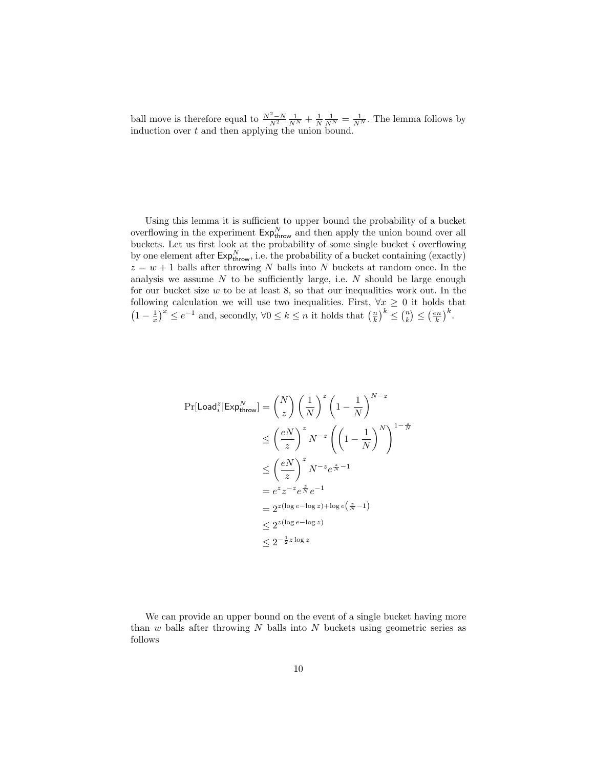ball move is therefore equal to $\frac{N^2-N}{N^2}\frac{1}{N^N}+\frac{1}{N}\frac{1}{N^N}=\frac{1}{N^N}$. The lemma follows by induction over $t$ and then applying the union bound.

Using this lemma it is sufficient to upper bound the probability of a bucket overflowing in the experiment $\mathsf{Exp}^N_{\mathsf{throw}}$ and then apply the union bound over all buckets. Let us first look at the probability of some single bucket $i$ overflowing by one element after $\mathsf{Exp}^N_{\mathsf{throw}}$, i.e. the probability of a bucket containing (exactly) $z = w + 1$ balls after throwing $N$ balls into $N$ buckets at random once. In the analysis we assume $N$ to be sufficiently large, i.e. $N$ should be large enough for our bucket size $w$ to be at least 8, so that our inequalities work out. In the following calculation we will use two inequalities. First, $\forall x \geq 0$ it holds that $\left(1-\frac{1}{x}\right)^x \leq e^{-1}$ and, secondly, $\forall 0 \leq k \leq n$ it holds that $\left(\frac{n}{k}\right)^k \leq \binom{n}{k} \leq \left(\frac{en}{k}\right)^k$.

$$
\begin{aligned}
\Pr[\mathsf{Load}^z_i|\mathsf{Exp}^N_{\mathsf{throw}}] &= \binom{N}{z}\left(\frac{1}{N}\right)^z\left(1-\frac{1}{N}\right)^{N-z} \\
&\leq \left(\frac{eN}{z}\right)^z N^{-z}\left(\left(1-\frac{1}{N}\right)^N\right)^{1-\frac{z}{N}} \\
&\leq \left(\frac{eN}{z}\right)^z N^{-z} e^{\frac{z}{N}-1} \\
&= e^z z^{-z} e^{\frac{z}{N}} e^{-1} \\
&= 2^{z(\log e - \log z) + \log e\left(\frac{z}{N}-1\right)} \\
&\leq 2^{z(\log e - \log z)} \\
&\leq 2^{-\frac{1}{2}z\log z}
\end{aligned}
$$

We can provide an upper bound on the event of a single bucket having more than $w$ balls after throwing $N$ balls into $N$ buckets using geometric series as follows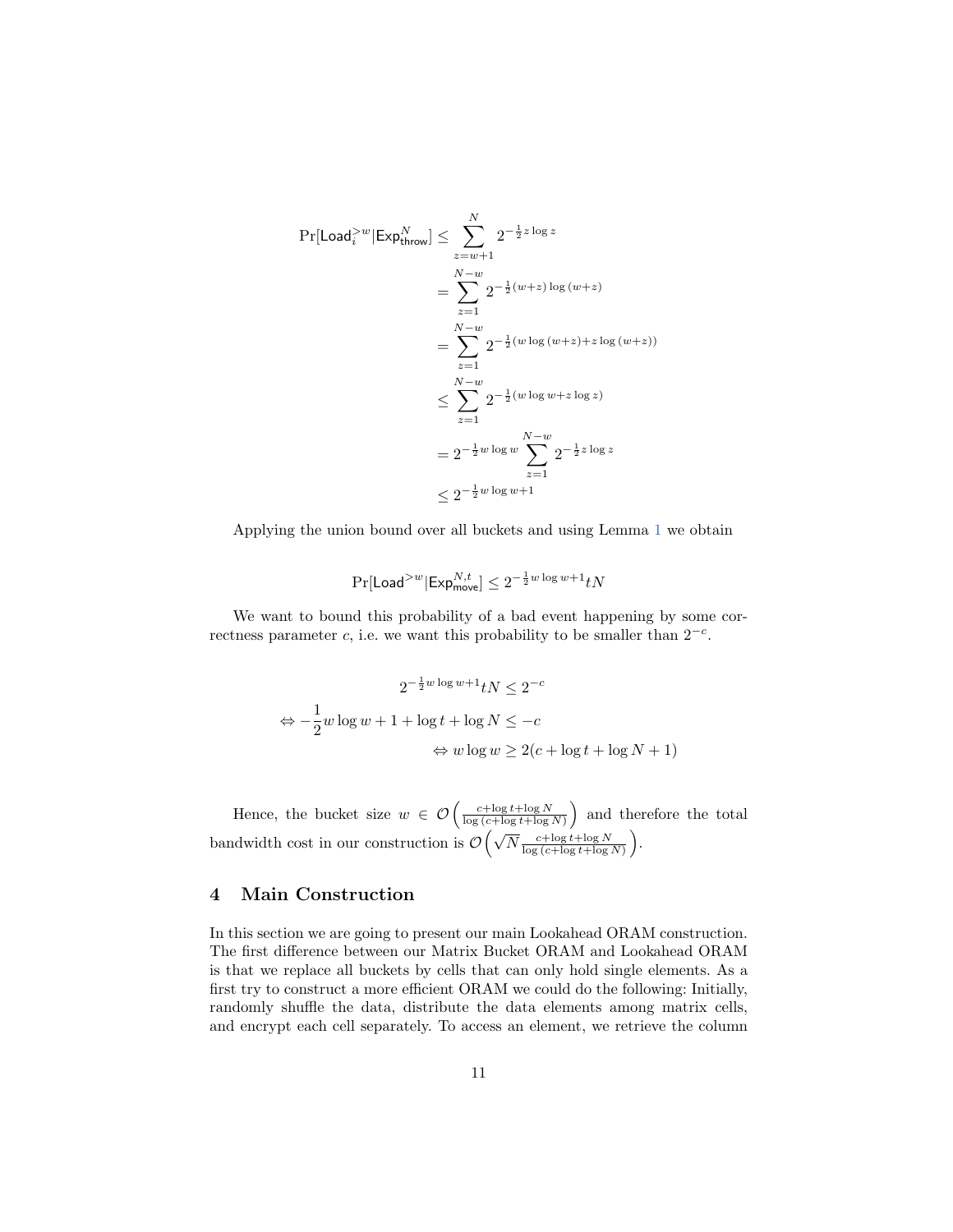$$
\begin{aligned}
\Pr[\mathsf{Load}_i^{>w} | \mathsf{Exp}_{\mathsf{throw}}^N] &\leq \sum_{z=w+1}^{N} 2^{-\frac{1}{2} z \log z} \\
&= \sum_{z=1}^{N-w} 2^{-\frac{1}{2}(w+z) \log (w+z)} \\
&= \sum_{z=1}^{N-w} 2^{-\frac{1}{2}(w \log (w+z) + z \log (w+z))} \\
&\leq \sum_{z=1}^{N-w} 2^{-\frac{1}{2}(w \log w + z \log z)} \\
&= 2^{-\frac{1}{2} w \log w} \sum_{z=1}^{N-w} 2^{-\frac{1}{2} z \log z} \\
&\leq 2^{-\frac{1}{2} w \log w + 1}
\end{aligned}
$$

Applying the union bound over all buckets and using Lemma 1 we obtain

$$
\Pr[\mathsf{Load}^{>w} | \mathsf{Exp}_{\mathsf{move}}^{N,t}] \leq 2^{-\frac{1}{2} w \log w + 1} t N
$$

We want to bound this probability of a bad event happening by some correctness parameter $c$, i.e. we want this probability to be smaller than $2^{-c}$.

$$
\begin{aligned}
& 2^{-\frac{1}{2} w \log w + 1} t N \leq 2^{-c} \\
\Leftrightarrow & -\frac{1}{2} w \log w + 1 + \log t + \log N \leq -c \\
& \Leftrightarrow w \log w \geq 2(c + \log t + \log N + 1)
\end{aligned}
$$

Hence, the bucket size $w \in \mathcal{O}\left(\frac{c + \log t + \log N}{\log (c + \log t + \log N)}\right)$ and therefore the total bandwidth cost in our construction is $\mathcal{O}\left(\sqrt{N} \frac{c + \log t + \log N}{\log (c + \log t + \log N)}\right)$.

## 4 Main Construction

In this section we are going to present our main Lookahead ORAM construction. The first difference between our Matrix Bucket ORAM and Lookahead ORAM is that we replace all buckets by cells that can only hold single elements. As a first try to construct a more efficient ORAM we could do the following: Initially, randomly shuffle the data, distribute the data elements among matrix cells, and encrypt each cell separately. To access an element, we retrieve the column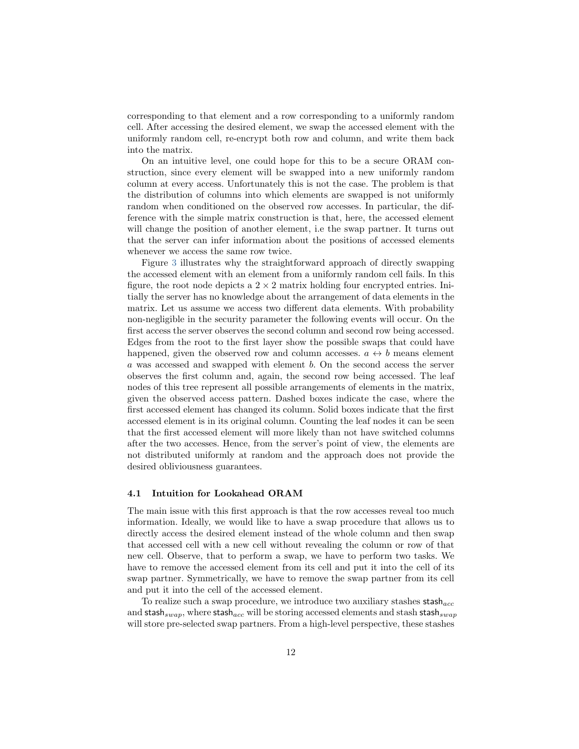corresponding to that element and a row corresponding to a uniformly random cell. After accessing the desired element, we swap the accessed element with the uniformly random cell, re-encrypt both row and column, and write them back into the matrix.

On an intuitive level, one could hope for this to be a secure ORAM construction, since every element will be swapped into a new uniformly random column at every access. Unfortunately this is not the case. The problem is that the distribution of columns into which elements are swapped is not uniformly random when conditioned on the observed row accesses. In particular, the difference with the simple matrix construction is that, here, the accessed element will change the position of another element, i.e the swap partner. It turns out that the server can infer information about the positions of accessed elements whenever we access the same row twice.

Figure 3 illustrates why the straightforward approach of directly swapping the accessed element with an element from a uniformly random cell fails. In this figure, the root node depicts a $2 \times 2$ matrix holding four encrypted entries. Initially the server has no knowledge about the arrangement of data elements in the matrix. Let us assume we access two different data elements. With probability non-negligible in the security parameter the following events will occur. On the first access the server observes the second column and second row being accessed. Edges from the root to the first layer show the possible swaps that could have happened, given the observed row and column accesses. $a \leftrightarrow b$ means element $a$ was accessed and swapped with element $b$. On the second access the server observes the first column and, again, the second row being accessed. The leaf nodes of this tree represent all possible arrangements of elements in the matrix, given the observed access pattern. Dashed boxes indicate the case, where the first accessed element has changed its column. Solid boxes indicate that the first accessed element is in its original column. Counting the leaf nodes it can be seen that the first accessed element will more likely than not have switched columns after the two accesses. Hence, from the server's point of view, the elements are not distributed uniformly at random and the approach does not provide the desired obliviousness guarantees.

### 4.1 Intuition for Lookahead ORAM

The main issue with this first approach is that the row accesses reveal too much information. Ideally, we would like to have a swap procedure that allows us to directly access the desired element instead of the whole column and then swap that accessed cell with a new cell without revealing the column or row of that new cell. Observe, that to perform a swap, we have to perform two tasks. We have to remove the accessed element from its cell and put it into the cell of its swap partner. Symmetrically, we have to remove the swap partner from its cell and put it into the cell of the accessed element.

To realize such a swap procedure, we introduce two auxiliary stashes $\mathsf{stash}_{acc}$ and $\mathsf{stash}_{swap}$, where $\mathsf{stash}_{acc}$ will be storing accessed elements and stash $\mathsf{stash}_{swap}$ will store pre-selected swap partners. From a high-level perspective, these stashes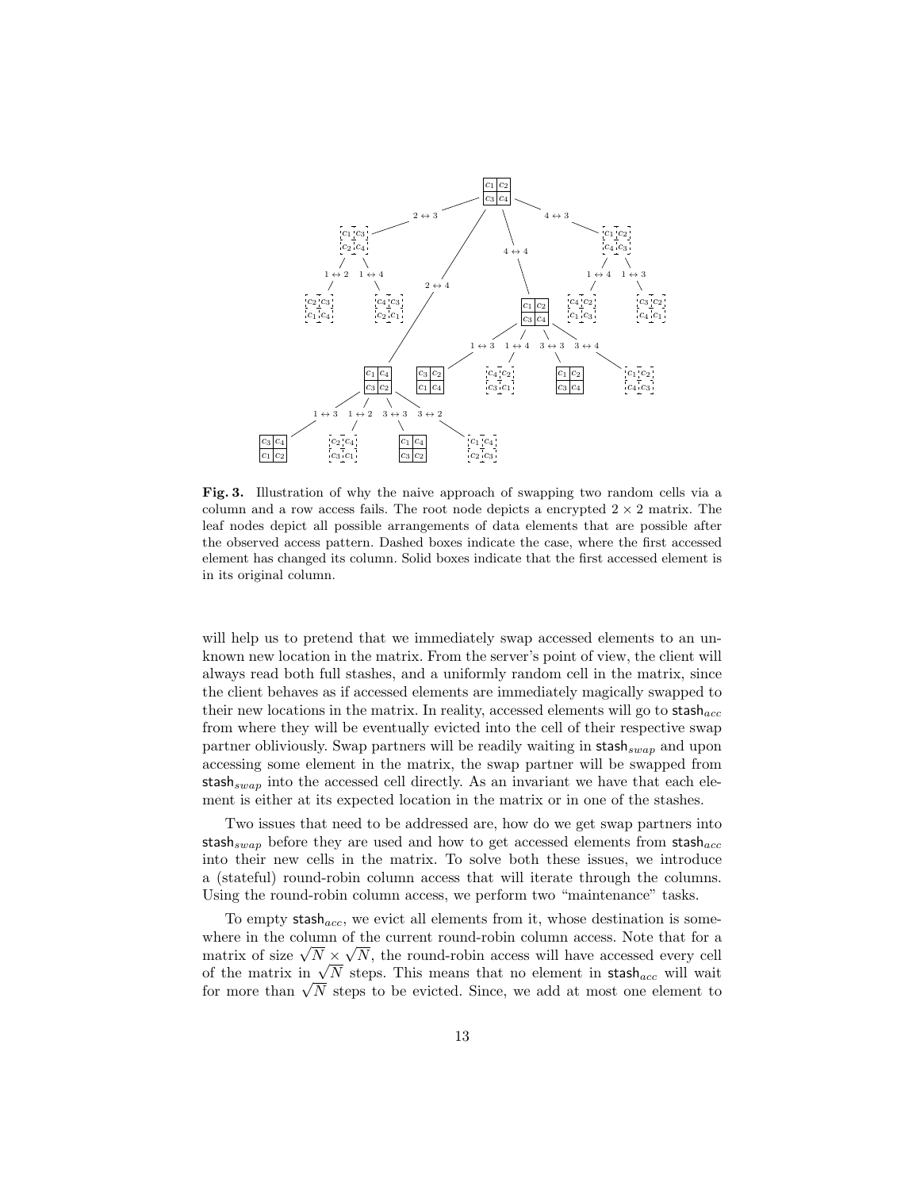**Fig. 3.** Illustration of why the naive approach of swapping two random cells via a column and a row access fails. The root node depicts a encrypted $2 \times 2$ matrix. The leaf nodes depict all possible arrangements of data elements that are possible after the observed access pattern. Dashed boxes indicate the case, where the first accessed element has changed its column. Solid boxes indicate that the first accessed element is in its original column.

will help us to pretend that we immediately swap accessed elements to an unknown new location in the matrix. From the server's point of view, the client will always read both full stashes, and a uniformly random cell in the matrix, since the client behaves as if accessed elements are immediately magically swapped to their new locations in the matrix. In reality, accessed elements will go to $\mathsf{stash}_{acc}$ from where they will be eventually evicted into the cell of their respective swap partner obliviously. Swap partners will be readily waiting in $\mathsf{stash}_{swap}$ and upon accessing some element in the matrix, the swap partner will be swapped from $\mathsf{stash}_{swap}$ into the accessed cell directly. As an invariant we have that each element is either at its expected location in the matrix or in one of the stashes.

Two issues that need to be addressed are, how do we get swap partners into $\mathsf{stash}_{swap}$ before they are used and how to get accessed elements from $\mathsf{stash}_{acc}$ into their new cells in the matrix. To solve both these issues, we introduce a (stateful) round-robin column access that will iterate through the columns. Using the round-robin column access, we perform two "maintenance" tasks.

To empty $\mathsf{stash}_{acc}$, we evict all elements from it, whose destination is somewhere in the column of the current round-robin column access. Note that for a matrix of size $\sqrt{N} \times \sqrt{N}$, the round-robin access will have accessed every cell of the matrix in $\sqrt{N}$ steps. This means that no element in $\mathsf{stash}_{acc}$ will wait for more than $\sqrt{N}$ steps to be evicted. Since, we add at most one element to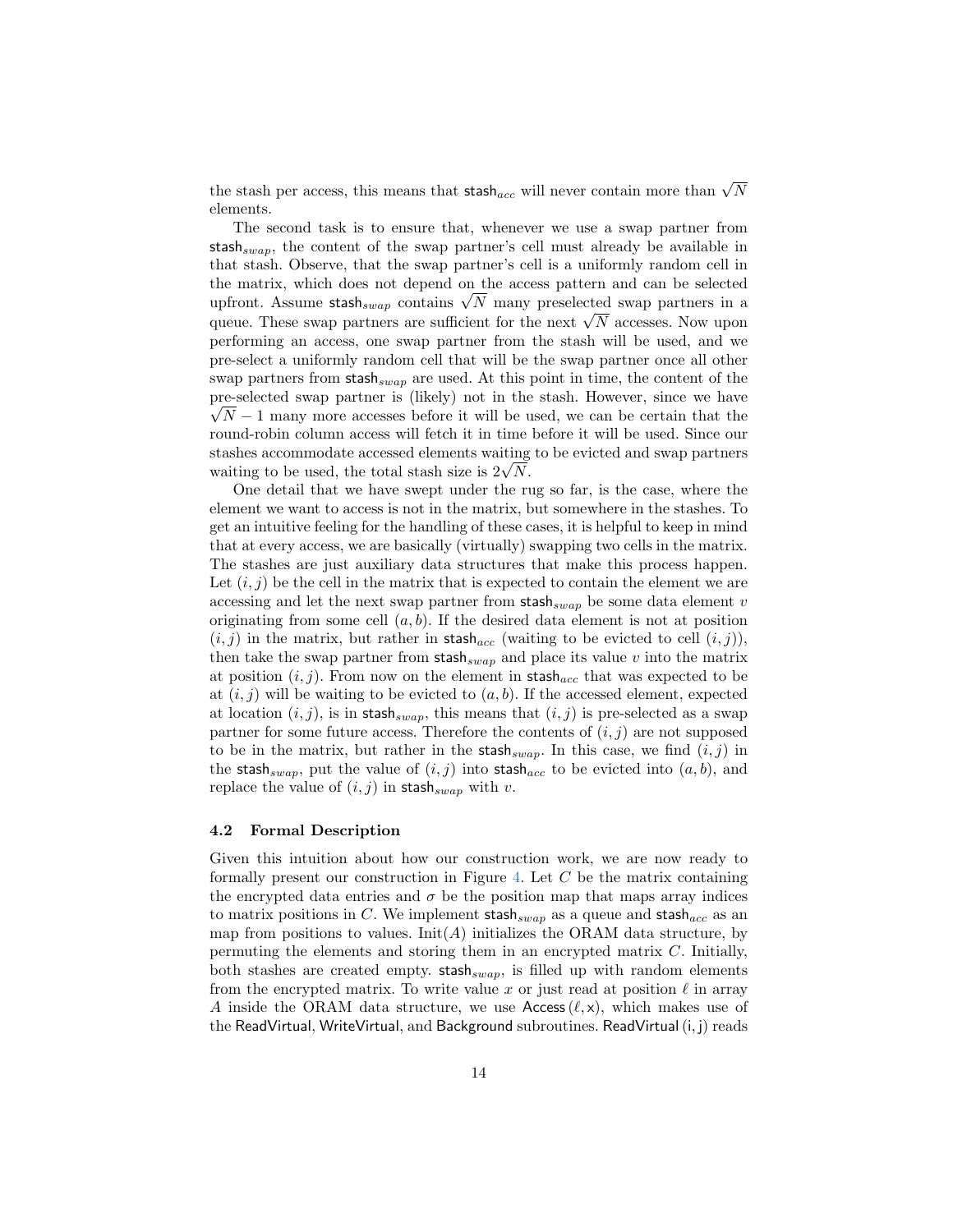the stash per access, this means that $\mathsf{stash}_{acc}$ will never contain more than $\sqrt{N}$ elements.

The second task is to ensure that, whenever we use a swap partner from $\mathsf{stash}_{swap}$, the content of the swap partner's cell must already be available in that stash. Observe, that the swap partner's cell is a uniformly random cell in the matrix, which does not depend on the access pattern and can be selected upfront. Assume $\mathsf{stash}_{swap}$ contains $\sqrt{N}$ many preselected swap partners in a queue. These swap partners are sufficient for the next $\sqrt{N}$ accesses. Now upon performing an access, one swap partner from the stash will be used, and we pre-select a uniformly random cell that will be the swap partner once all other swap partners from $\mathsf{stash}_{swap}$ are used. At this point in time, the content of the pre-selected swap partner is (likely) not in the stash. However, since we have $\sqrt{N} - 1$ many more accesses before it will be used, we can be certain that the round-robin column access will fetch it in time before it will be used. Since our stashes accommodate accessed elements waiting to be evicted and swap partners waiting to be used, the total stash size is $2\sqrt{N}$.

One detail that we have swept under the rug so far, is the case, where the element we want to access is not in the matrix, but somewhere in the stashes. To get an intuitive feeling for the handling of these cases, it is helpful to keep in mind that at every access, we are basically (virtually) swapping two cells in the matrix. The stashes are just auxiliary data structures that make this process happen. Let $(i, j)$ be the cell in the matrix that is expected to contain the element we are accessing and let the next swap partner from $\mathsf{stash}_{swap}$ be some data element $v$ originating from some cell $(a, b)$. If the desired data element is not at position $(i, j)$ in the matrix, but rather in $\mathsf{stash}_{acc}$ (waiting to be evicted to cell $(i, j)$), then take the swap partner from $\mathsf{stash}_{swap}$ and place its value $v$ into the matrix at position $(i, j)$. From now on the element in $\mathsf{stash}_{acc}$ that was expected to be at $(i, j)$ will be waiting to be evicted to $(a, b)$. If the accessed element, expected at location $(i, j)$, is in $\mathsf{stash}_{swap}$, this means that $(i, j)$ is pre-selected as a swap partner for some future access. Therefore the contents of $(i, j)$ are not supposed to be in the matrix, but rather in the $\mathsf{stash}_{swap}$. In this case, we find $(i, j)$ in the $\mathsf{stash}_{swap}$, put the value of $(i, j)$ into $\mathsf{stash}_{acc}$ to be evicted into $(a, b)$, and replace the value of $(i, j)$ in $\mathsf{stash}_{swap}$ with $v$.

### 4.2 Formal Description

Given this intuition about how our construction work, we are now ready to formally present our construction in Figure 4. Let $C$ be the matrix containing the encrypted data entries and $\sigma$ be the position map that maps array indices to matrix positions in $C$. We implement $\mathsf{stash}_{swap}$ as a queue and $\mathsf{stash}_{acc}$ as an map from positions to values. $\mathrm{Init}(A)$ initializes the ORAM data structure, by permuting the elements and storing them in an encrypted matrix $C$. Initially, both stashes are created empty. $\mathsf{stash}_{swap}$, is filled up with random elements from the encrypted matrix. To write value $x$ or just read at position $\ell$ in array $A$ inside the ORAM data structure, we use $\mathsf{Access}(\ell, \mathsf{x})$, which makes use of the $\mathsf{ReadVirtual}$, $\mathsf{WriteVirtual}$, and $\mathsf{Background}$ subroutines. $\mathsf{ReadVirtual}(\mathsf{i}, \mathsf{j})$ reads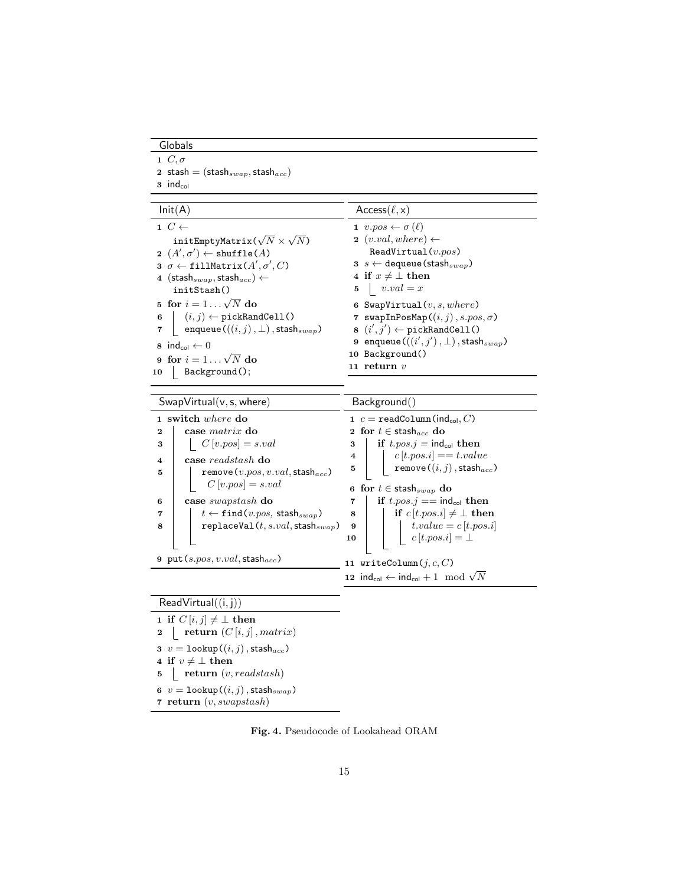**Globals**

```
1 C, σ
2 stash = (stash_swap, stash_acc)
3 ind_col
```

**Init(A)**

```
1  C ← initEmptyMatrix(√N × √N)
2  (A', σ') ← shuffle(A)
3  σ ← fillMatrix(A', σ', C)
4  (stash_swap, stash_acc) ← initStash()
5  for i = 1 ... √N do
6  |   (i, j) ← pickRandCell()
7  |   enqueue(((i, j), ⊥), stash_swap)
8  ind_col ← 0
9  for i = 1 ... √N do
10 |   Background();
```

**Access(ℓ, x)**

```
1  v.pos ← σ(ℓ)
2  (v.val, where) ← ReadVirtual(v.pos)
3  s ← dequeue(stash_swap)
4  if x ≠ ⊥ then
5  |   v.val = x
6  SwapVirtual(v, s, where)
7  swapInPosMap((i, j), s.pos, σ)
8  (i', j') ← pickRandCell()
9  enqueue(((i', j'), ⊥), stash_swap)
10 Background()
11 return v
```

**SwapVirtual(v, s, where)**

```
1  switch where do
2  |   case matrix do
3  |   |   C[v.pos] = s.val
4  |   case readstash do
5  |   |   remove(v.pos, v.val, stash_acc)
   |   |   C[v.pos] = s.val
6  |   case swapstash do
7  |   |   t ← find(v.pos, stash_swap)
8  |   |   replaceVal(t, s.val, stash_swap)
9  put(s.pos, v.val, stash_acc)
```

**Background()**

```
1  c = readColumn(ind_col, C)
2  for t ∈ stash_acc do
3  |   if t.pos.j = ind_col then
4  |   |   c[t.pos.i] == t.value
5  |   |   remove((i, j), stash_acc)
6  for t ∈ stash_swap do
7  |   if t.pos.j == ind_col then
8  |   |   if c[t.pos.i] ≠ ⊥ then
9  |   |   |   t.value = c[t.pos.i]
10 |   |   |   c[t.pos.i] = ⊥
11 writeColumn(j, c, C)
12 ind_col ← ind_col + 1 mod √N
```

**ReadVirtual((i, j))**

```
1  if C[i, j] ≠ ⊥ then
2  |   return (C[i, j], matrix)
3  v = lookup((i, j), stash_acc)
4  if v ≠ ⊥ then
5  |   return (v, readstash)
6  v = lookup((i, j), stash_swap)
7  return (v, swapstash)
```

**Fig. 4.** Pseudocode of Lookahead ORAM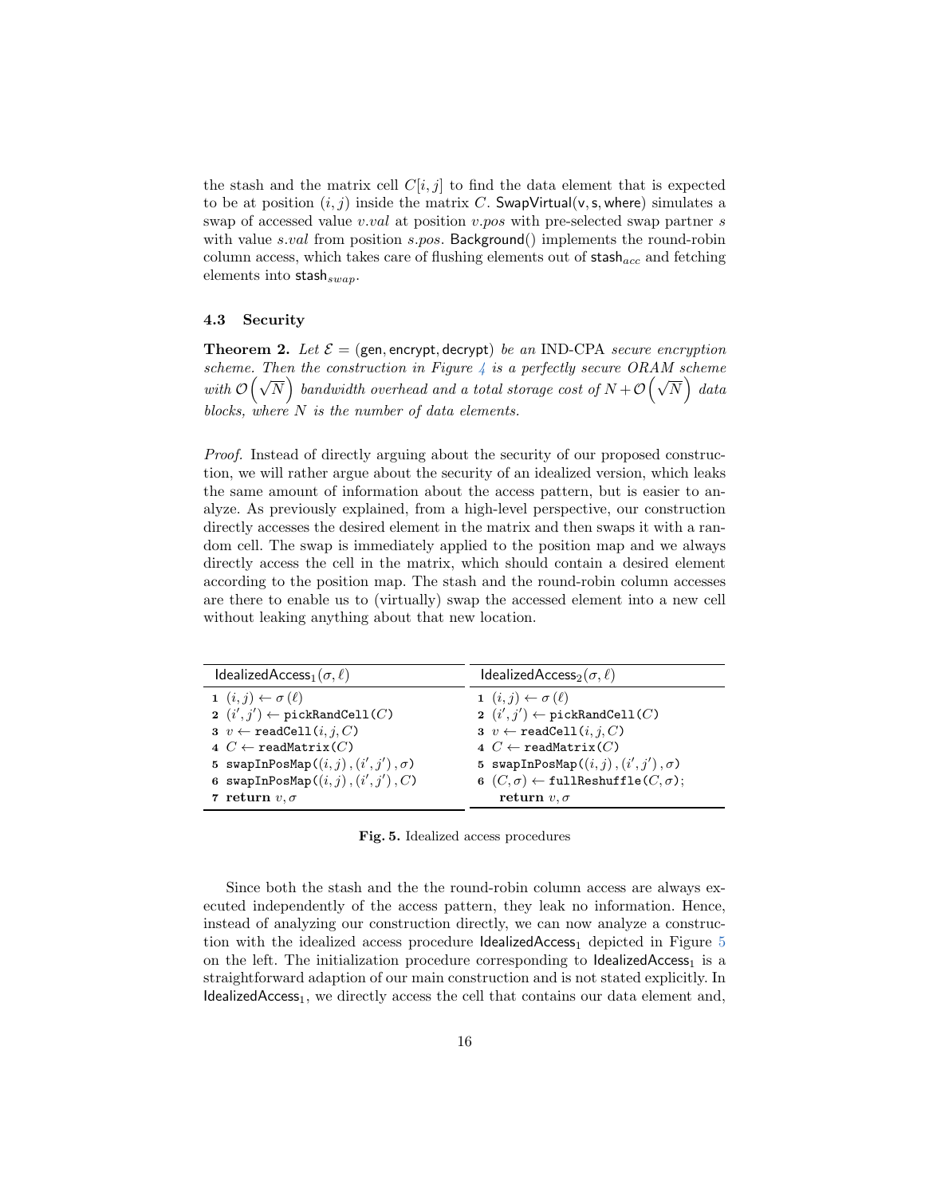the stash and the matrix cell $C[i,j]$ to find the data element that is expected to be at position $(i,j)$ inside the matrix $C$. SwapVirtual(v, s, where) simulates a swap of accessed value $v.val$ at position $v.pos$ with pre-selected swap partner $s$ with value $s.val$ from position $s.pos$. Background() implements the round-robin column access, which takes care of flushing elements out of $\mathsf{stash}_{acc}$ and fetching elements into $\mathsf{stash}_{swap}$.

### 4.3 Security

**Theorem 2.** *Let $\mathcal{E} = (\mathsf{gen}, \mathsf{encrypt}, \mathsf{decrypt})$ be an IND-CPA secure encryption scheme. Then the construction in Figure 4 is a perfectly secure ORAM scheme with $\mathcal{O}\left(\sqrt{N}\right)$ bandwidth overhead and a total storage cost of $N + \mathcal{O}\left(\sqrt{N}\right)$ data blocks, where $N$ is the number of data elements.*

*Proof.* Instead of directly arguing about the security of our proposed construction, we will rather argue about the security of an idealized version, which leaks the same amount of information about the access pattern, but is easier to analyze. As previously explained, from a high-level perspective, our construction directly accesses the desired element in the matrix and then swaps it with a random cell. The swap is immediately applied to the position map and we always directly access the cell in the matrix, which should contain a desired element according to the position map. The stash and the round-robin column accesses are there to enable us to (virtually) swap the accessed element into a new cell without leaking anything about that new location.

| $\mathsf{IdealizedAccess}_1(\sigma, \ell)$ | $\mathsf{IdealizedAccess}_2(\sigma, \ell)$ |
|---|---|
| 1 $(i,j) \leftarrow \sigma(\ell)$ | 1 $(i,j) \leftarrow \sigma(\ell)$ |
| 2 $(i',j') \leftarrow$ `pickRandCell`$(C)$ | 2 $(i',j') \leftarrow$ `pickRandCell`$(C)$ |
| 3 $v \leftarrow$ `readCell`$(i,j,C)$ | 3 $v \leftarrow$ `readCell`$(i,j,C)$ |
| 4 $C \leftarrow$ `readMatrix`$(C)$ | 4 $C \leftarrow$ `readMatrix`$(C)$ |
| 5 `swapInPosMap`$((i,j),(i',j'),\sigma)$ | 5 `swapInPosMap`$((i,j),(i',j'),\sigma)$ |
| 6 `swapInPosMap`$((i,j),(i',j'),C)$ | 6 $(C,\sigma) \leftarrow$ `fullReshuffle`$(C,\sigma)$; |
| 7 **return** $v, \sigma$ | **return** $v, \sigma$ |

**Fig. 5.** Idealized access procedures

Since both the stash and the the round-robin column access are always executed independently of the access pattern, they leak no information. Hence, instead of analyzing our construction directly, we can now analyze a construction with the idealized access procedure $\mathsf{IdealizedAccess}_1$ depicted in Figure 5 on the left. The initialization procedure corresponding to $\mathsf{IdealizedAccess}_1$ is a straightforward adaption of our main construction and is not stated explicitly. In $\mathsf{IdealizedAccess}_1$, we directly access the cell that contains our data element and,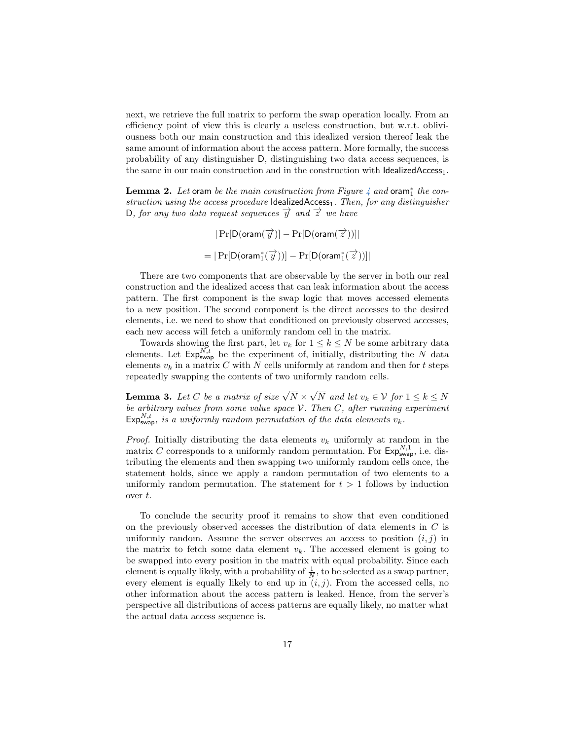next, we retrieve the full matrix to perform the swap operation locally. From an efficiency point of view this is clearly a useless construction, but w.r.t. obliviousness both our main construction and this idealized version thereof leak the same amount of information about the access pattern. More formally, the success probability of any distinguisher $\mathsf{D}$, distinguishing two data access sequences, is the same in our main construction and in the construction with $\mathsf{IdealizedAccess}_1$.

**Lemma 2.** *Let* $\mathsf{oram}$ *be the main construction from Figure 4 and* $\mathsf{oram}_1^*$ *the construction using the access procedure* $\mathsf{IdealizedAccess}_1$*. Then, for any distinguisher* $\mathsf{D}$*, for any two data request sequences* $\overrightarrow{y}$ *and* $\overrightarrow{z}$ *we have*

$$|\Pr[\mathsf{D}(\mathsf{oram}(\overrightarrow{y})] - \Pr[\mathsf{D}(\mathsf{oram}(\overrightarrow{z}))]|$$

$$= |\Pr[\mathsf{D}(\mathsf{oram}_1^*(\overrightarrow{y}))] - \Pr[\mathsf{D}(\mathsf{oram}_1^*(\overrightarrow{z}))]|$$

There are two components that are observable by the server in both our real construction and the idealized access that can leak information about the access pattern. The first component is the swap logic that moves accessed elements to a new position. The second component is the direct accesses to the desired elements, i.e. we need to show that conditioned on previously observed accesses, each new access will fetch a uniformly random cell in the matrix.

Towards showing the first part, let $v_k$ for $1 \leq k \leq N$ be some arbitrary data elements. Let $\mathsf{Exp}_{\mathsf{swap}}^{N,t}$ be the experiment of, initially, distributing the $N$ data elements $v_k$ in a matrix $C$ with $N$ cells uniformly at random and then for $t$ steps repeatedly swapping the contents of two uniformly random cells.

**Lemma 3.** *Let* $C$ *be a matrix of size* $\sqrt{N} \times \sqrt{N}$ *and let* $v_k \in \mathcal{V}$ *for* $1 \leq k \leq N$ *be arbitrary values from some value space* $\mathcal{V}$*. Then* $C$*, after running experiment* $\mathsf{Exp}_{\mathsf{swap}}^{N,t}$*, is a uniformly random permutation of the data elements* $v_k$*.*

*Proof.* Initially distributing the data elements $v_k$ uniformly at random in the matrix $C$ corresponds to a uniformly random permutation. For $\mathsf{Exp}_{\mathsf{swap}}^{N,1}$, i.e. distributing the elements and then swapping two uniformly random cells once, the statement holds, since we apply a random permutation of two elements to a uniformly random permutation. The statement for $t > 1$ follows by induction over $t$.

To conclude the security proof it remains to show that even conditioned on the previously observed accesses the distribution of data elements in $C$ is uniformly random. Assume the server observes an access to position $(i, j)$ in the matrix to fetch some data element $v_k$. The accessed element is going to be swapped into every position in the matrix with equal probability. Since each element is equally likely, with a probability of $\frac{1}{N}$, to be selected as a swap partner, every element is equally likely to end up in $(i, j)$. From the accessed cells, no other information about the access pattern is leaked. Hence, from the server's perspective all distributions of access patterns are equally likely, no matter what the actual data access sequence is.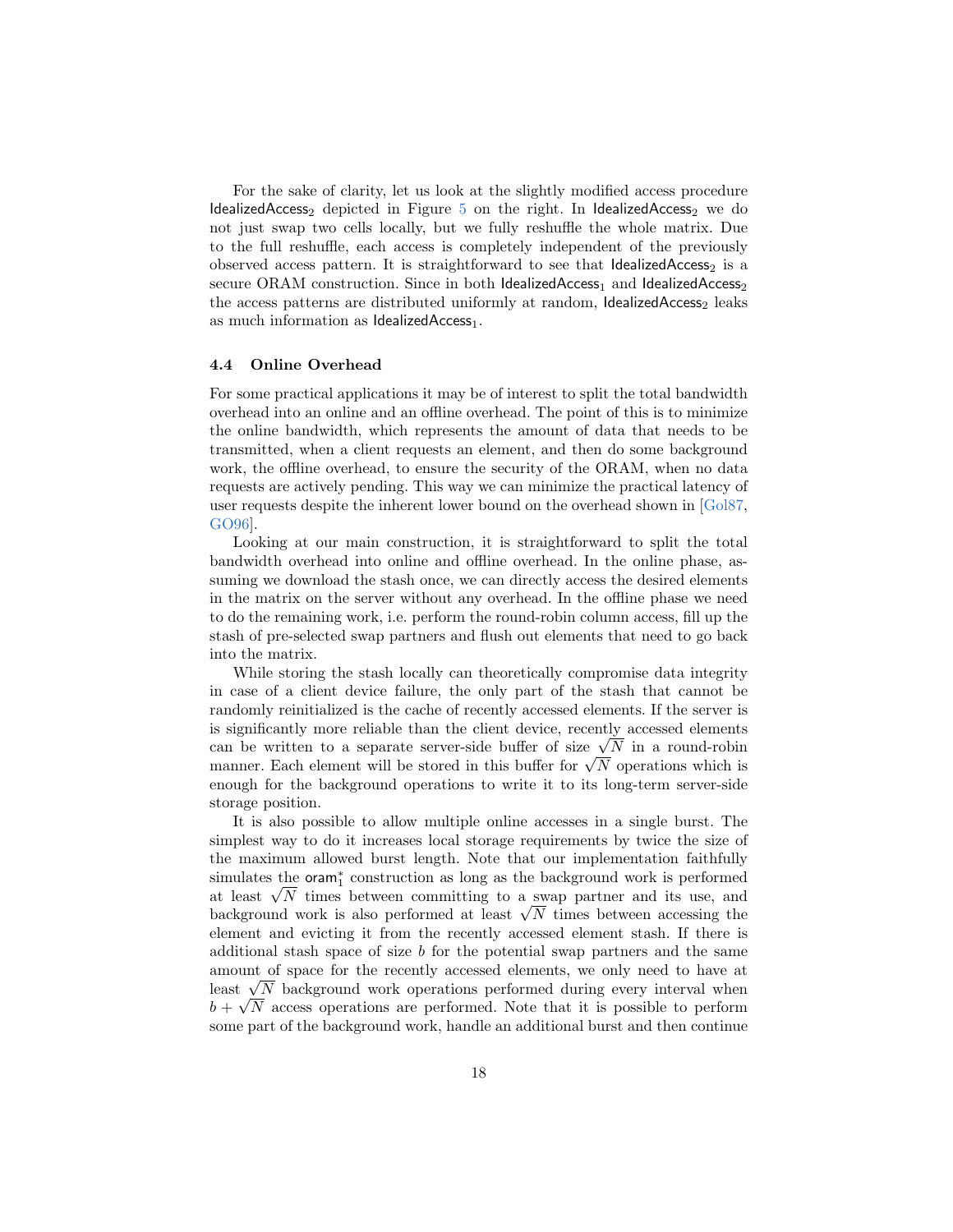For the sake of clarity, let us look at the slightly modified access procedure $\mathsf{IdealizedAccess}_2$ depicted in Figure 5 on the right. In $\mathsf{IdealizedAccess}_2$ we do not just swap two cells locally, but we fully reshuffle the whole matrix. Due to the full reshuffle, each access is completely independent of the previously observed access pattern. It is straightforward to see that $\mathsf{IdealizedAccess}_2$ is a secure ORAM construction. Since in both $\mathsf{IdealizedAccess}_1$ and $\mathsf{IdealizedAccess}_2$ the access patterns are distributed uniformly at random, $\mathsf{IdealizedAccess}_2$ leaks as much information as $\mathsf{IdealizedAccess}_1$.

### 4.4 Online Overhead

For some practical applications it may be of interest to split the total bandwidth overhead into an online and an offline overhead. The point of this is to minimize the online bandwidth, which represents the amount of data that needs to be transmitted, when a client requests an element, and then do some background work, the offline overhead, to ensure the security of the ORAM, when no data requests are actively pending. This way we can minimize the practical latency of user requests despite the inherent lower bound on the overhead shown in [Gol87, GO96].

Looking at our main construction, it is straightforward to split the total bandwidth overhead into online and offline overhead. In the online phase, assuming we download the stash once, we can directly access the desired elements in the matrix on the server without any overhead. In the offline phase we need to do the remaining work, i.e. perform the round-robin column access, fill up the stash of pre-selected swap partners and flush out elements that need to go back into the matrix.

While storing the stash locally can theoretically compromise data integrity in case of a client device failure, the only part of the stash that cannot be randomly reinitialized is the cache of recently accessed elements. If the server is is significantly more reliable than the client device, recently accessed elements can be written to a separate server-side buffer of size $\sqrt{N}$ in a round-robin manner. Each element will be stored in this buffer for $\sqrt{N}$ operations which is enough for the background operations to write it to its long-term server-side storage position.

It is also possible to allow multiple online accesses in a single burst. The simplest way to do it increases local storage requirements by twice the size of the maximum allowed burst length. Note that our implementation faithfully simulates the $\mathsf{oram}_1^*$ construction as long as the background work is performed at least $\sqrt{N}$ times between committing to a swap partner and its use, and background work is also performed at least $\sqrt{N}$ times between accessing the element and evicting it from the recently accessed element stash. If there is additional stash space of size $b$ for the potential swap partners and the same amount of space for the recently accessed elements, we only need to have at least $\sqrt{N}$ background work operations performed during every interval when $b + \sqrt{N}$ access operations are performed. Note that it is possible to perform some part of the background work, handle an additional burst and then continue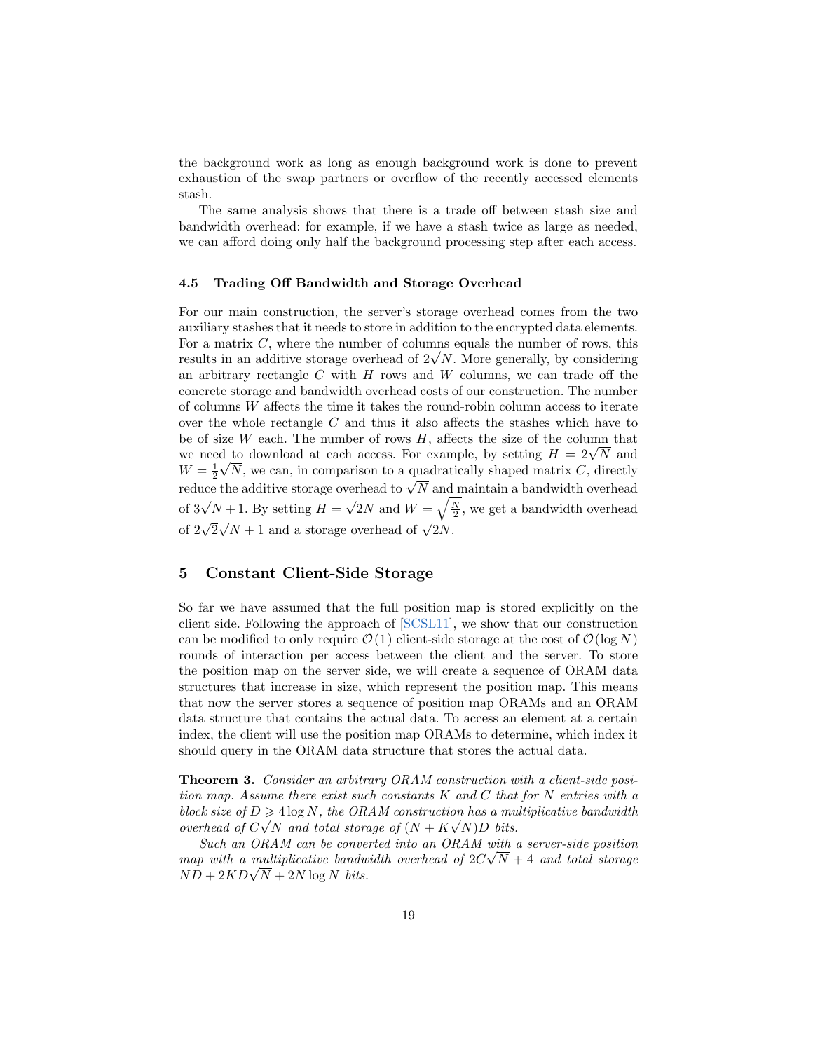the background work as long as enough background work is done to prevent exhaustion of the swap partners or overflow of the recently accessed elements stash.

The same analysis shows that there is a trade off between stash size and bandwidth overhead: for example, if we have a stash twice as large as needed, we can afford doing only half the background processing step after each access.

### 4.5 Trading Off Bandwidth and Storage Overhead

For our main construction, the server's storage overhead comes from the two auxiliary stashes that it needs to store in addition to the encrypted data elements. For a matrix $C$, where the number of columns equals the number of rows, this results in an additive storage overhead of $2\sqrt{N}$. More generally, by considering an arbitrary rectangle $C$ with $H$ rows and $W$ columns, we can trade off the concrete storage and bandwidth overhead costs of our construction. The number of columns $W$ affects the time it takes the round-robin column access to iterate over the whole rectangle $C$ and thus it also affects the stashes which have to be of size $W$ each. The number of rows $H$, affects the size of the column that we need to download at each access. For example, by setting $H = 2\sqrt{N}$ and $W = \frac{1}{2}\sqrt{N}$, we can, in comparison to a quadratically shaped matrix $C$, directly reduce the additive storage overhead to $\sqrt{N}$ and maintain a bandwidth overhead of $3\sqrt{N}+1$. By setting $H = \sqrt{2N}$ and $W = \sqrt{\frac{N}{2}}$, we get a bandwidth overhead of $2\sqrt{2}\sqrt{N}+1$ and a storage overhead of $\sqrt{2N}$.

## 5 Constant Client-Side Storage

So far we have assumed that the full position map is stored explicitly on the client side. Following the approach of [SCSL11], we show that our construction can be modified to only require $\mathcal{O}(1)$ client-side storage at the cost of $\mathcal{O}(\log N)$ rounds of interaction per access between the client and the server. To store the position map on the server side, we will create a sequence of ORAM data structures that increase in size, which represent the position map. This means that now the server stores a sequence of position map ORAMs and an ORAM data structure that contains the actual data. To access an element at a certain index, the client will use the position map ORAMs to determine, which index it should query in the ORAM data structure that stores the actual data.

**Theorem 3.** *Consider an arbitrary ORAM construction with a client-side position map. Assume there exist such constants $K$ and $C$ that for $N$ entries with a block size of $D \geqslant 4\log N$, the ORAM construction has a multiplicative bandwidth overhead of $C\sqrt{N}$ and total storage of $(N + K\sqrt{N})D$ bits.*

*Such an ORAM can be converted into an ORAM with a server-side position map with a multiplicative bandwidth overhead of $2C\sqrt{N}+4$ and total storage $ND + 2KD\sqrt{N} + 2N\log N$ bits.*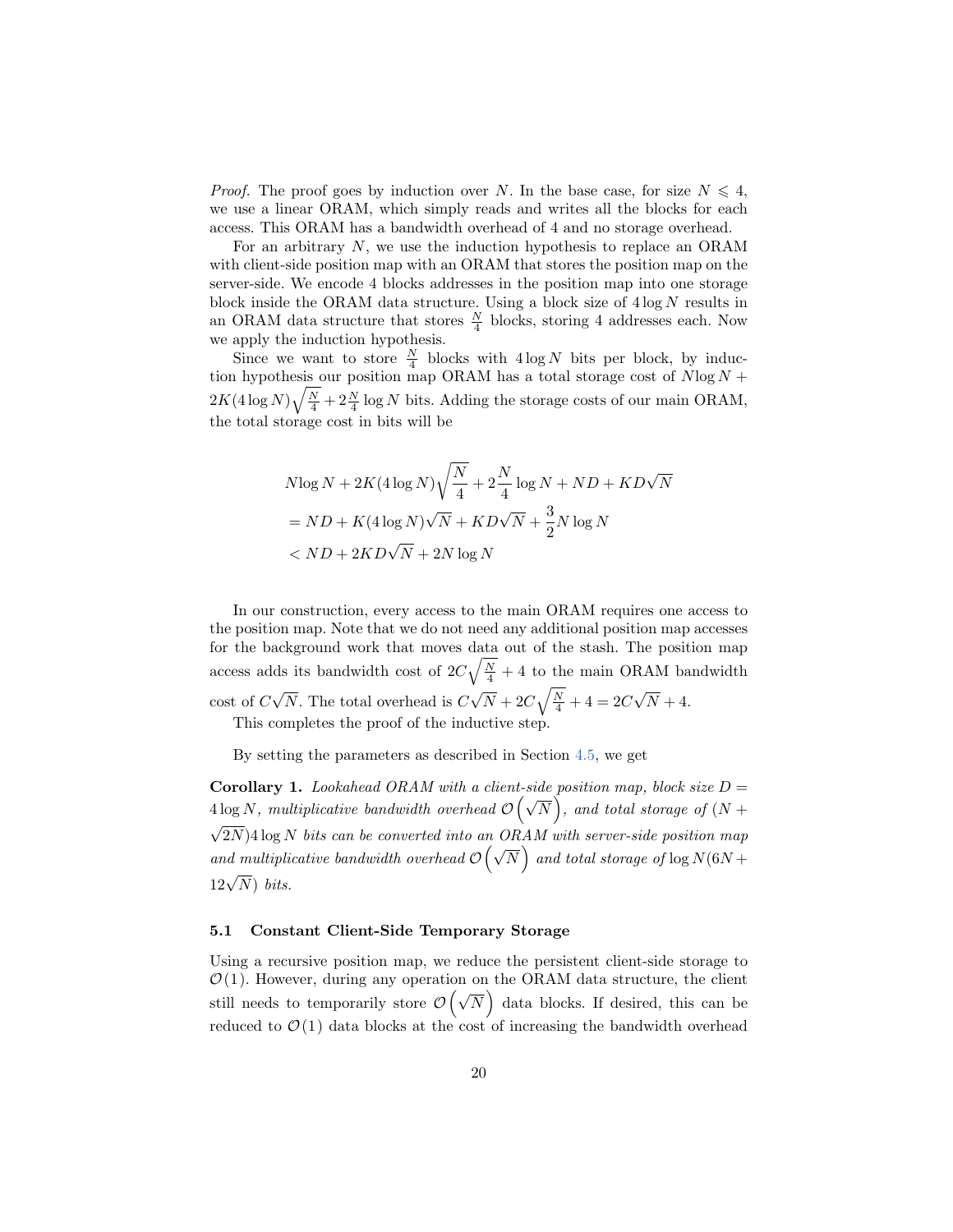*Proof.* The proof goes by induction over $N$. In the base case, for size $N \leqslant 4$, we use a linear ORAM, which simply reads and writes all the blocks for each access. This ORAM has a bandwidth overhead of 4 and no storage overhead.

For an arbitrary $N$, we use the induction hypothesis to replace an ORAM with client-side position map with an ORAM that stores the position map on the server-side. We encode 4 blocks addresses in the position map into one storage block inside the ORAM data structure. Using a block size of $4 \log N$ results in an ORAM data structure that stores $\frac{N}{4}$ blocks, storing 4 addresses each. Now we apply the induction hypothesis.

Since we want to store $\frac{N}{4}$ blocks with $4 \log N$ bits per block, by induction hypothesis our position map ORAM has a total storage cost of $N \log N + 2K(4 \log N)\sqrt{\frac{N}{4}} + 2\frac{N}{4} \log N$ bits. Adding the storage costs of our main ORAM, the total storage cost in bits will be

$$
\begin{aligned}
& N \log N + 2K(4 \log N)\sqrt{\frac{N}{4}} + 2\frac{N}{4} \log N + ND + KD\sqrt{N} \\
&= ND + K(4 \log N)\sqrt{N} + KD\sqrt{N} + \frac{3}{2} N \log N \\
&< ND + 2KD\sqrt{N} + 2N \log N
\end{aligned}
$$

In our construction, every access to the main ORAM requires one access to the position map. Note that we do not need any additional position map accesses for the background work that moves data out of the stash. The position map access adds its bandwidth cost of $2C\sqrt{\frac{N}{4}} + 4$ to the main ORAM bandwidth cost of $C\sqrt{N}$. The total overhead is $C\sqrt{N} + 2C\sqrt{\frac{N}{4}} + 4 = 2C\sqrt{N} + 4$.

This completes the proof of the inductive step.

By setting the parameters as described in Section 4.5, we get

**Corollary 1.** *Lookahead ORAM with a client-side position map, block size $D = 4 \log N$, multiplicative bandwidth overhead $\mathcal{O}\left(\sqrt{N}\right)$, and total storage of $(N + \sqrt{2N})4 \log N$ bits can be converted into an ORAM with server-side position map and multiplicative bandwidth overhead $\mathcal{O}\left(\sqrt{N}\right)$ and total storage of $\log N(6N + 12\sqrt{N})$ bits.*

### 5.1 Constant Client-Side Temporary Storage

Using a recursive position map, we reduce the persistent client-side storage to $\mathcal{O}(1)$. However, during any operation on the ORAM data structure, the client still needs to temporarily store $\mathcal{O}\left(\sqrt{N}\right)$ data blocks. If desired, this can be reduced to $\mathcal{O}(1)$ data blocks at the cost of increasing the bandwidth overhead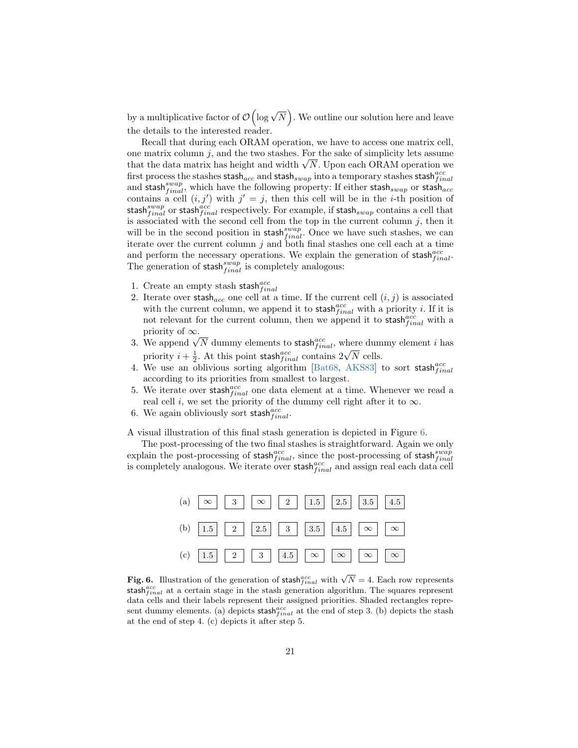by a multiplicative factor of $\mathcal{O}\left(\log \sqrt{N}\right)$. We outline our solution here and leave the details to the interested reader.

Recall that during each ORAM operation, we have to access one matrix cell, one matrix column $j$, and the two stashes. For the sake of simplicity lets assume that the data matrix has height and width $\sqrt{N}$. Upon each ORAM operation we first process the stashes $\mathsf{stash}_{acc}$ and $\mathsf{stash}_{swap}$ into a temporary stashes $\mathsf{stash}_{final}^{acc}$ and $\mathsf{stash}_{final}^{swap}$, which have the following property: If either $\mathsf{stash}_{swap}$ or $\mathsf{stash}_{acc}$ contains a cell $(i, j')$ with $j' = j$, then this cell will be in the $i$-th position of $\mathsf{stash}_{final}^{swap}$ or $\mathsf{stash}_{final}^{acc}$ respectively. For example, if $\mathsf{stash}_{swap}$ contains a cell that is associated with the second cell from the top in the current column $j$, then it will be in the second position in $\mathsf{stash}_{final}^{swap}$. Once we have such stashes, we can iterate over the current column $j$ and both final stashes one cell each at a time and perform the necessary operations. We explain the generation of $\mathsf{stash}_{final}^{acc}$. The generation of $\mathsf{stash}_{final}^{swap}$ is completely analogous:

1. Create an empty stash $\mathsf{stash}_{final}^{acc}$
2. Iterate over $\mathsf{stash}_{acc}$ one cell at a time. If the current cell $(i, j)$ is associated with the current column, we append it to $\mathsf{stash}_{final}^{acc}$ with a priority $i$. If it is not relevant for the current column, then we append it to $\mathsf{stash}_{final}^{acc}$ with a priority of $\infty$.
3. We append $\sqrt{N}$ dummy elements to $\mathsf{stash}_{final}^{acc}$, where dummy element $i$ has priority $i + \frac{1}{2}$. At this point $\mathsf{stash}_{final}^{acc}$ contains $2\sqrt{N}$ cells.
4. We use an oblivious sorting algorithm [Bat68, AKS83] to sort $\mathsf{stash}_{final}^{acc}$ according to its priorities from smallest to largest.
5. We iterate over $\mathsf{stash}_{final}^{acc}$ one data element at a time. Whenever we read a real cell $i$, we set the priority of the dummy cell right after it to $\infty$.
6. We again obliviously sort $\mathsf{stash}_{final}^{acc}$.

A visual illustration of this final stash generation is depicted in Figure 6.

The post-processing of the two final stashes is straightforward. Again we only explain the post-processing of $\mathsf{stash}_{final}^{acc}$, since the post-processing of $\mathsf{stash}_{final}^{swap}$ is completely analogous. We iterate over $\mathsf{stash}_{final}^{acc}$ and assign real each data cell

| | | | | | | | | |
|---|---|---|---|---|---|---|---|---|
| (a) | $\infty$ | 3 | $\infty$ | 2 | 1.5 | 2.5 | 3.5 | 4.5 |
| (b) | 1.5 | 2 | 2.5 | 3 | 3.5 | 4.5 | $\infty$ | $\infty$ |
| (c) | 1.5 | 2 | 3 | 4.5 | $\infty$ | $\infty$ | $\infty$ | $\infty$ |

**Fig. 6.** Illustration of the generation of $\mathsf{stash}_{final}^{acc}$ with $\sqrt{N} = 4$. Each row represents $\mathsf{stash}_{final}^{acc}$ at a certain stage in the stash generation algorithm. The squares represent data cells and their labels represent their assigned priorities. Shaded rectangles represent dummy elements. (a) depicts $\mathsf{stash}_{final}^{acc}$ at the end of step 3. (b) depicts the stash at the end of step 4. (c) depicts it after step 5.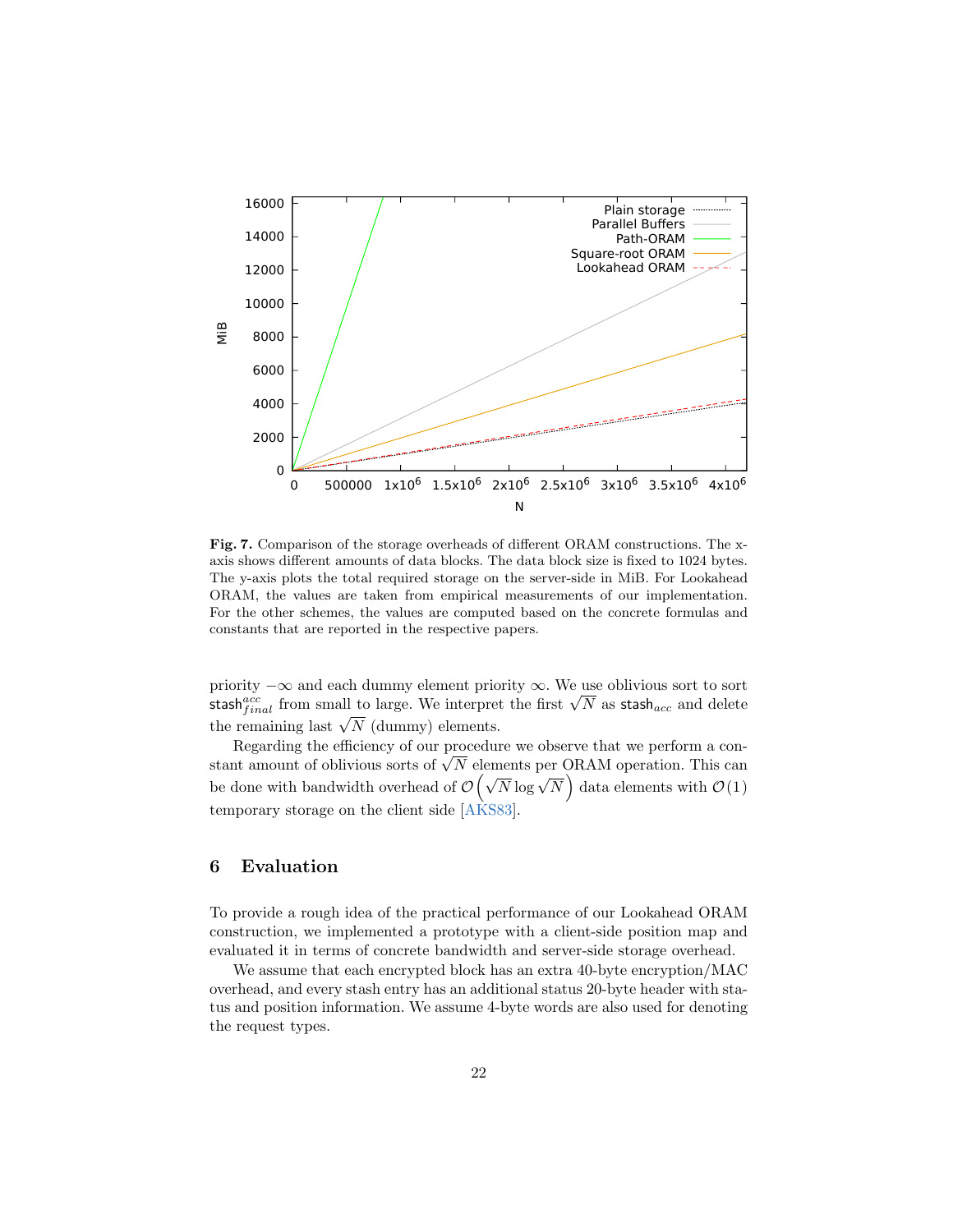**Fig. 7.** Comparison of the storage overheads of different ORAM constructions. The x-axis shows different amounts of data blocks. The data block size is fixed to 1024 bytes. The y-axis plots the total required storage on the server-side in MiB. For Lookahead ORAM, the values are taken from empirical measurements of our implementation. For the other schemes, the values are computed based on the concrete formulas and constants that are reported in the respective papers.

priority $-\infty$ and each dummy element priority $\infty$. We use oblivious sort to sort $\mathsf{stash}_{final}^{acc}$ from small to large. We interpret the first $\sqrt{N}$ as $\mathsf{stash}_{acc}$ and delete the remaining last $\sqrt{N}$ (dummy) elements.

Regarding the efficiency of our procedure we observe that we perform a constant amount of oblivious sorts of $\sqrt{N}$ elements per ORAM operation. This can be done with bandwidth overhead of $\mathcal{O}\left(\sqrt{N}\log\sqrt{N}\right)$ data elements with $\mathcal{O}(1)$ temporary storage on the client side [AKS83].

## 6 Evaluation

To provide a rough idea of the practical performance of our Lookahead ORAM construction, we implemented a prototype with a client-side position map and evaluated it in terms of concrete bandwidth and server-side storage overhead.

We assume that each encrypted block has an extra 40-byte encryption/MAC overhead, and every stash entry has an additional status 20-byte header with status and position information. We assume 4-byte words are also used for denoting the request types.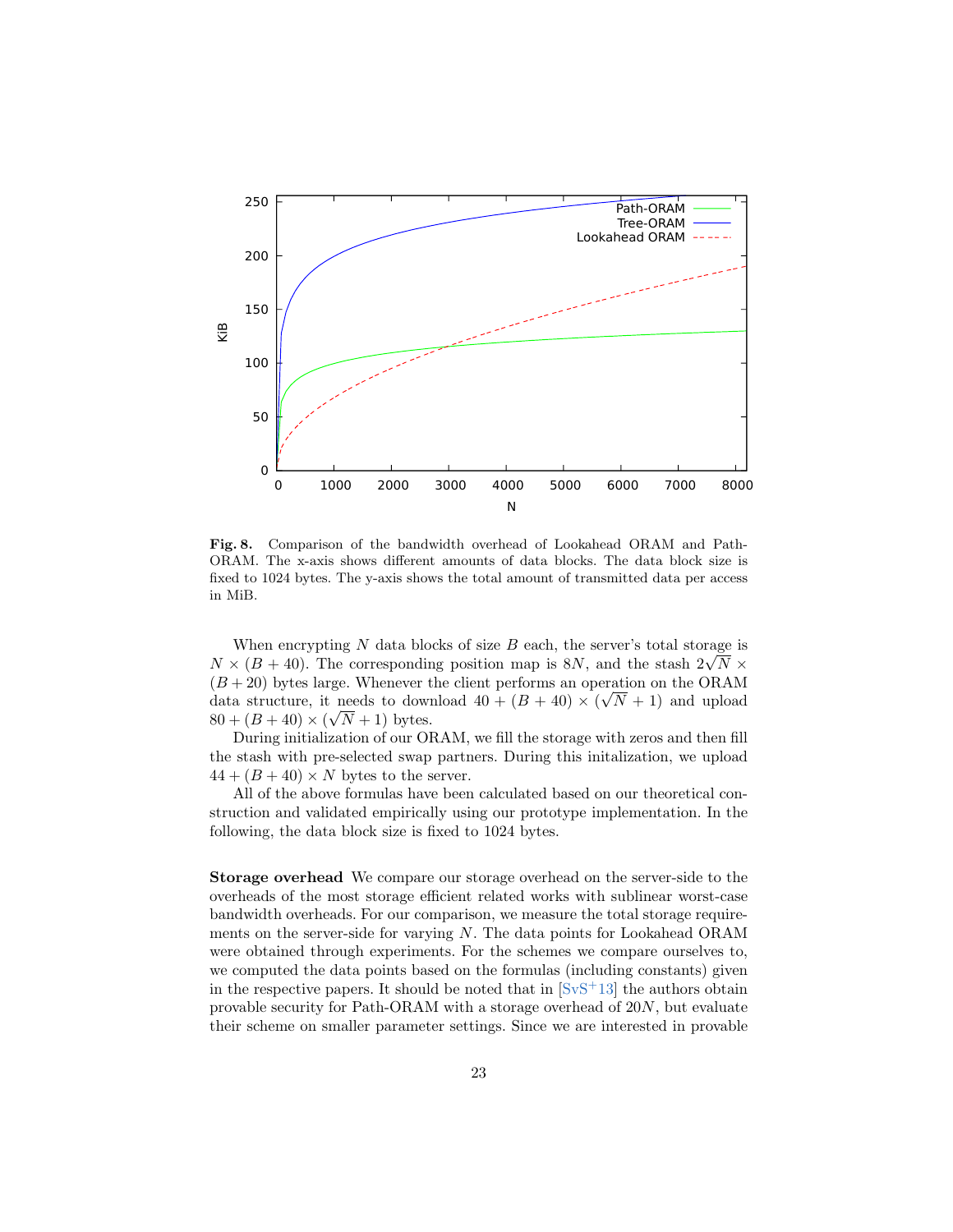**Fig. 8.** Comparison of the bandwidth overhead of Lookahead ORAM and Path-ORAM. The x-axis shows different amounts of data blocks. The data block size is fixed to 1024 bytes. The y-axis shows the total amount of transmitted data per access in MiB.

When encrypting $N$ data blocks of size $B$ each, the server's total storage is $N \times (B + 40)$. The corresponding position map is $8N$, and the stash $2\sqrt{N} \times (B + 20)$ bytes large. Whenever the client performs an operation on the ORAM data structure, it needs to download $40 + (B + 40) \times (\sqrt{N} + 1)$ and upload $80 + (B + 40) \times (\sqrt{N} + 1)$ bytes.

During initialization of our ORAM, we fill the storage with zeros and then fill the stash with pre-selected swap partners. During this initalization, we upload $44 + (B + 40) \times N$ bytes to the server.

All of the above formulas have been calculated based on our theoretical construction and validated empirically using our prototype implementation. In the following, the data block size is fixed to 1024 bytes.

**Storage overhead** We compare our storage overhead on the server-side to the overheads of the most storage efficient related works with sublinear worst-case bandwidth overheads. For our comparison, we measure the total storage requirements on the server-side for varying $N$. The data points for Lookahead ORAM were obtained through experiments. For the schemes we compare ourselves to, we computed the data points based on the formulas (including constants) given in the respective papers. It should be noted that in [SvS+13] the authors obtain provable security for Path-ORAM with a storage overhead of $20N$, but evaluate their scheme on smaller parameter settings. Since we are interested in provable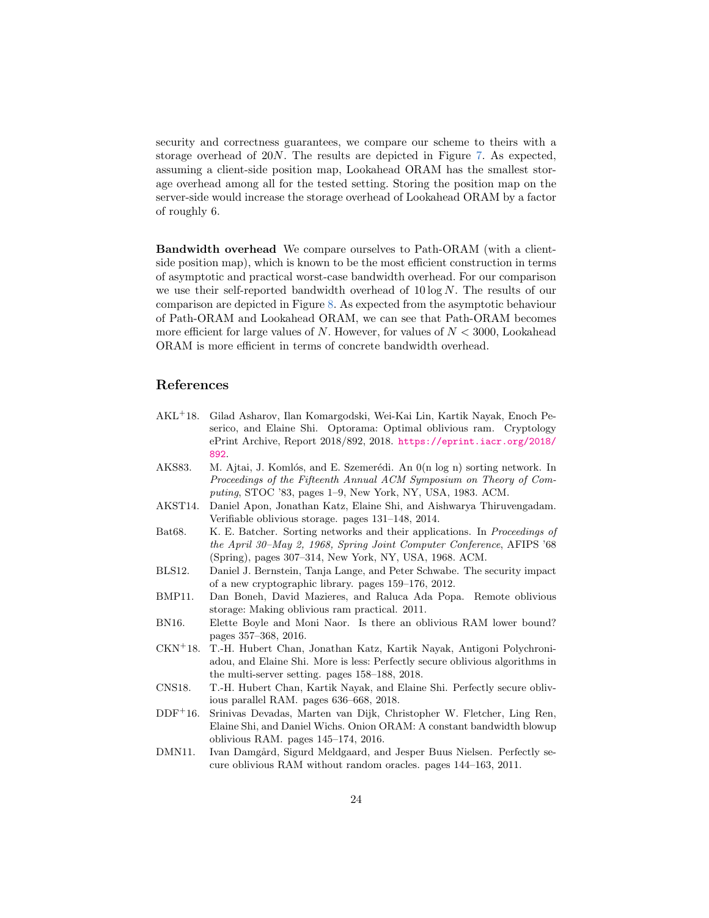security and correctness guarantees, we compare our scheme to theirs with a storage overhead of $20N$. The results are depicted in Figure 7. As expected, assuming a client-side position map, Lookahead ORAM has the smallest storage overhead among all for the tested setting. Storing the position map on the server-side would increase the storage overhead of Lookahead ORAM by a factor of roughly 6.

**Bandwidth overhead** We compare ourselves to Path-ORAM (with a client-side position map), which is known to be the most efficient construction in terms of asymptotic and practical worst-case bandwidth overhead. For our comparison we use their self-reported bandwidth overhead of $10 \log N$. The results of our comparison are depicted in Figure 8. As expected from the asymptotic behaviour of Path-ORAM and Lookahead ORAM, we can see that Path-ORAM becomes more efficient for large values of $N$. However, for values of $N < 3000$, Lookahead ORAM is more efficient in terms of concrete bandwidth overhead.

## References

- AKL+18. Gilad Asharov, Ilan Komargodski, Wei-Kai Lin, Kartik Nayak, Enoch Peserico, and Elaine Shi. Optorama: Optimal oblivious ram. Cryptology ePrint Archive, Report 2018/892, 2018. https://eprint.iacr.org/2018/892.
- AKS83. M. Ajtai, J. Komlós, and E. Szemerédi. An 0(n log n) sorting network. In *Proceedings of the Fifteenth Annual ACM Symposium on Theory of Computing*, STOC '83, pages 1–9, New York, NY, USA, 1983. ACM.
- AKST14. Daniel Apon, Jonathan Katz, Elaine Shi, and Aishwarya Thiruvengadam. Verifiable oblivious storage. pages 131–148, 2014.
- Bat68. K. E. Batcher. Sorting networks and their applications. In *Proceedings of the April 30–May 2, 1968, Spring Joint Computer Conference*, AFIPS '68 (Spring), pages 307–314, New York, NY, USA, 1968. ACM.
- BLS12. Daniel J. Bernstein, Tanja Lange, and Peter Schwabe. The security impact of a new cryptographic library. pages 159–176, 2012.
- BMP11. Dan Boneh, David Mazieres, and Raluca Ada Popa. Remote oblivious storage: Making oblivious ram practical. 2011.
- BN16. Elette Boyle and Moni Naor. Is there an oblivious RAM lower bound? pages 357–368, 2016.
- CKN+18. T.-H. Hubert Chan, Jonathan Katz, Kartik Nayak, Antigoni Polychroniadou, and Elaine Shi. More is less: Perfectly secure oblivious algorithms in the multi-server setting. pages 158–188, 2018.
- CNS18. T.-H. Hubert Chan, Kartik Nayak, and Elaine Shi. Perfectly secure oblivious parallel RAM. pages 636–668, 2018.
- DDF+16. Srinivas Devadas, Marten van Dijk, Christopher W. Fletcher, Ling Ren, Elaine Shi, and Daniel Wichs. Onion ORAM: A constant bandwidth blowup oblivious RAM. pages 145–174, 2016.
- DMN11. Ivan Damgård, Sigurd Meldgaard, and Jesper Buus Nielsen. Perfectly secure oblivious RAM without random oracles. pages 144–163, 2011.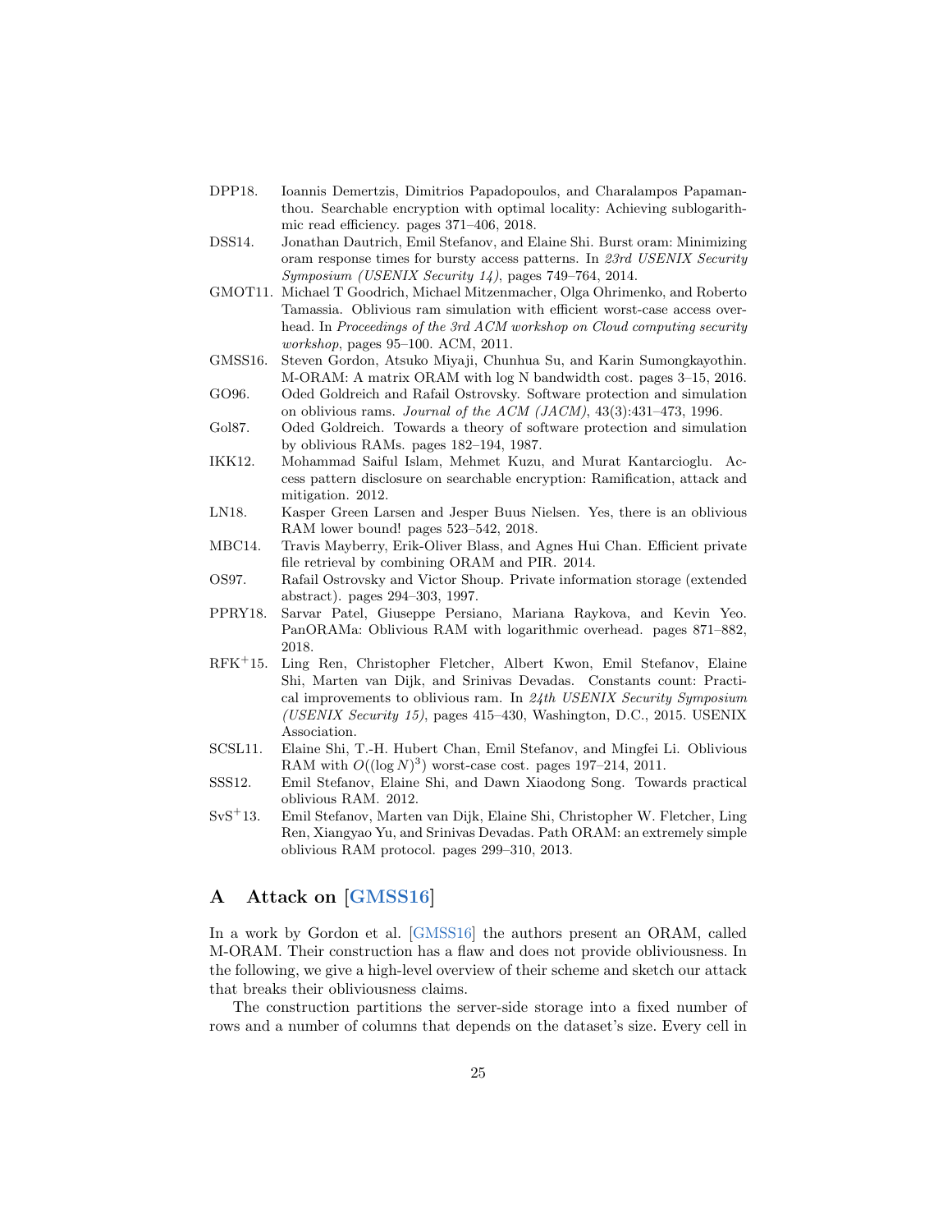DPP18. Ioannis Demertzis, Dimitrios Papadopoulos, and Charalampos Papamanthou. Searchable encryption with optimal locality: Achieving sublogarithmic read efficiency. pages 371–406, 2018.

DSS14. Jonathan Dautrich, Emil Stefanov, and Elaine Shi. Burst oram: Minimizing oram response times for bursty access patterns. In *23rd USENIX Security Symposium (USENIX Security 14)*, pages 749–764, 2014.

GMOT11. Michael T Goodrich, Michael Mitzenmacher, Olga Ohrimenko, and Roberto Tamassia. Oblivious ram simulation with efficient worst-case access overhead. In *Proceedings of the 3rd ACM workshop on Cloud computing security workshop*, pages 95–100. ACM, 2011.

GMSS16. Steven Gordon, Atsuko Miyaji, Chunhua Su, and Karin Sumongkayothin. M-ORAM: A matrix ORAM with log N bandwidth cost. pages 3–15, 2016.

GO96. Oded Goldreich and Rafail Ostrovsky. Software protection and simulation on oblivious rams. *Journal of the ACM (JACM)*, 43(3):431–473, 1996.

Gol87. Oded Goldreich. Towards a theory of software protection and simulation by oblivious RAMs. pages 182–194, 1987.

IKK12. Mohammad Saiful Islam, Mehmet Kuzu, and Murat Kantarcioglu. Access pattern disclosure on searchable encryption: Ramification, attack and mitigation. 2012.

LN18. Kasper Green Larsen and Jesper Buus Nielsen. Yes, there is an oblivious RAM lower bound! pages 523–542, 2018.

MBC14. Travis Mayberry, Erik-Oliver Blass, and Agnes Hui Chan. Efficient private file retrieval by combining ORAM and PIR. 2014.

OS97. Rafail Ostrovsky and Victor Shoup. Private information storage (extended abstract). pages 294–303, 1997.

PPRY18. Sarvar Patel, Giuseppe Persiano, Mariana Raykova, and Kevin Yeo. PanORAMa: Oblivious RAM with logarithmic overhead. pages 871–882, 2018.

RFK+15. Ling Ren, Christopher Fletcher, Albert Kwon, Emil Stefanov, Elaine Shi, Marten van Dijk, and Srinivas Devadas. Constants count: Practical improvements to oblivious ram. In *24th USENIX Security Symposium (USENIX Security 15)*, pages 415–430, Washington, D.C., 2015. USENIX Association.

SCSL11. Elaine Shi, T.-H. Hubert Chan, Emil Stefanov, and Mingfei Li. Oblivious RAM with $O((\log N)^3)$ worst-case cost. pages 197–214, 2011.

SSS12. Emil Stefanov, Elaine Shi, and Dawn Xiaodong Song. Towards practical oblivious RAM. 2012.

SvS+13. Emil Stefanov, Marten van Dijk, Elaine Shi, Christopher W. Fletcher, Ling Ren, Xiangyao Yu, and Srinivas Devadas. Path ORAM: an extremely simple oblivious RAM protocol. pages 299–310, 2013.

## A Attack on [GMSS16]

In a work by Gordon et al. [GMSS16] the authors present an ORAM, called M-ORAM. Their construction has a flaw and does not provide obliviousness. In the following, we give a high-level overview of their scheme and sketch our attack that breaks their obliviousness claims.

The construction partitions the server-side storage into a fixed number of rows and a number of columns that depends on the dataset's size. Every cell in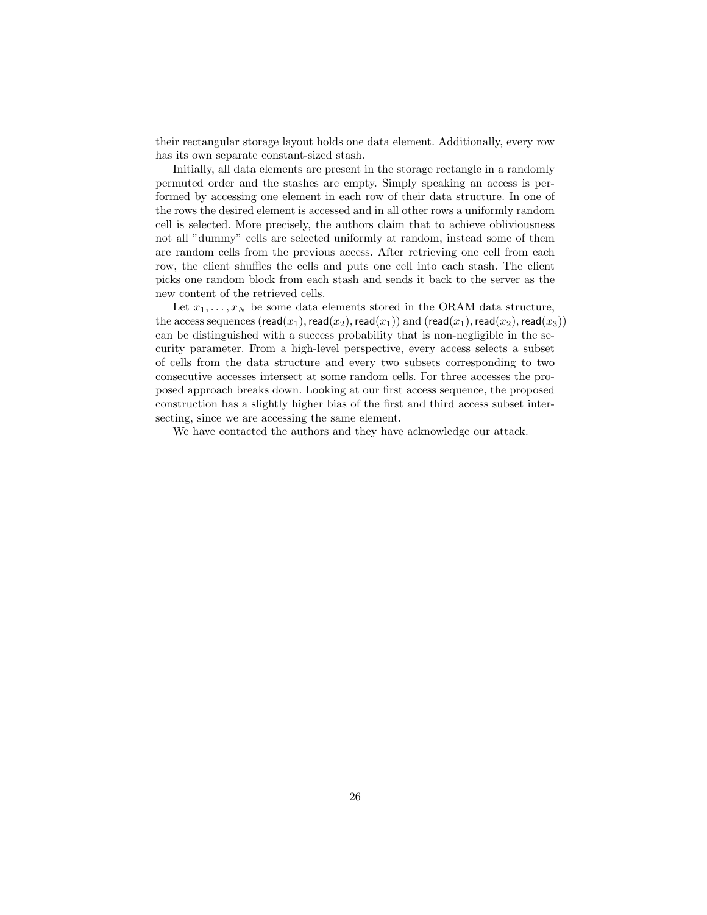their rectangular storage layout holds one data element. Additionally, every row has its own separate constant-sized stash.

Initially, all data elements are present in the storage rectangle in a randomly permuted order and the stashes are empty. Simply speaking an access is performed by accessing one element in each row of their data structure. In one of the rows the desired element is accessed and in all other rows a uniformly random cell is selected. More precisely, the authors claim that to achieve obliviousness not all "dummy" cells are selected uniformly at random, instead some of them are random cells from the previous access. After retrieving one cell from each row, the client shuffles the cells and puts one cell into each stash. The client picks one random block from each stash and sends it back to the server as the new content of the retrieved cells.

Let $x_1, \ldots, x_N$ be some data elements stored in the ORAM data structure, the access sequences $(\mathsf{read}(x_1), \mathsf{read}(x_2), \mathsf{read}(x_1))$ and $(\mathsf{read}(x_1), \mathsf{read}(x_2), \mathsf{read}(x_3))$ can be distinguished with a success probability that is non-negligible in the security parameter. From a high-level perspective, every access selects a subset of cells from the data structure and every two subsets corresponding to two consecutive accesses intersect at some random cells. For three accesses the proposed approach breaks down. Looking at our first access sequence, the proposed construction has a slightly higher bias of the first and third access subset intersecting, since we are accessing the same element.

We have contacted the authors and they have acknowledge our attack.